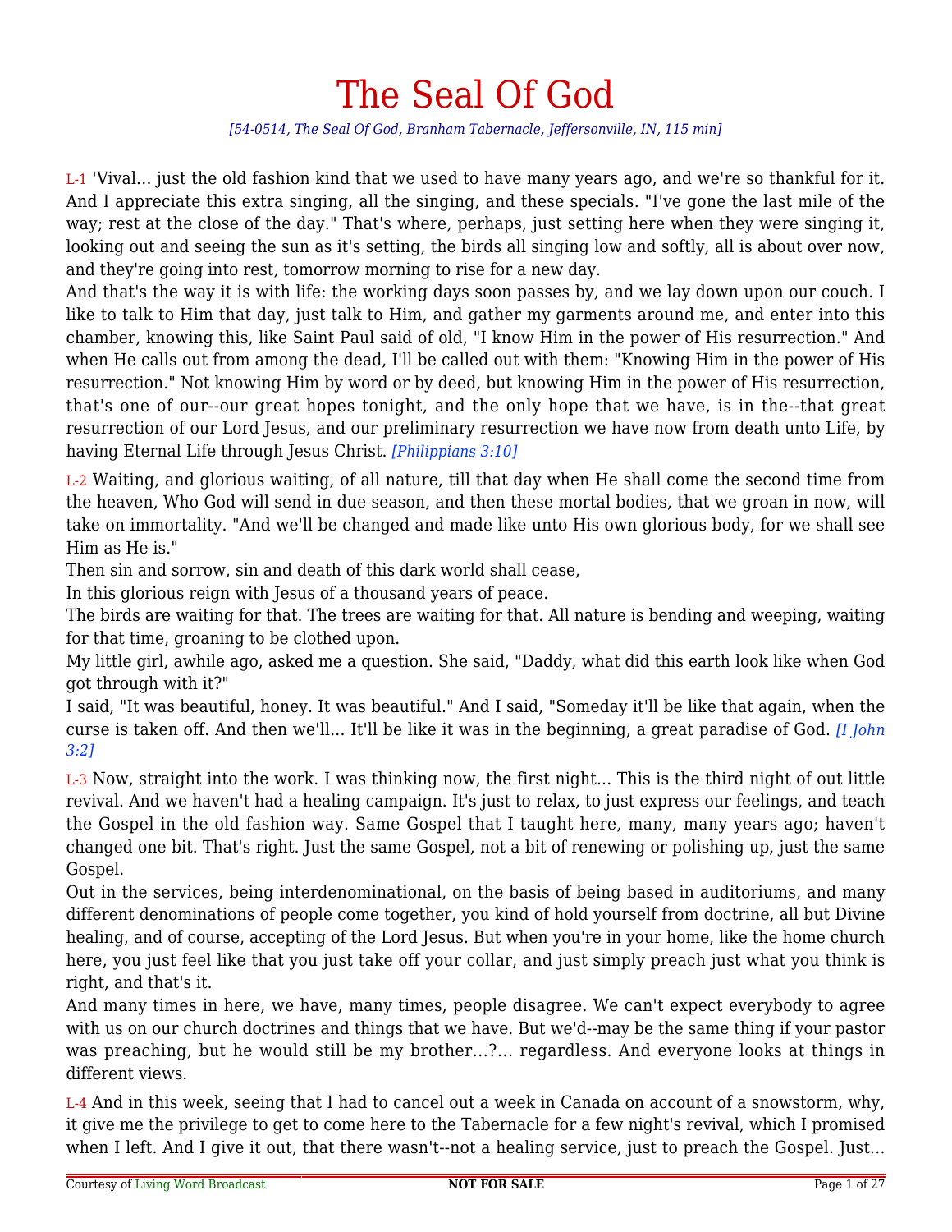# The Seal Of God

*[54-0514, The Seal Of God, Branham Tabernacle, Jeffersonville, IN, 115 min]*

L-1 'Vival... just the old fashion kind that we used to have many years ago, and we're so thankful for it. And I appreciate this extra singing, all the singing, and these specials. "I've gone the last mile of the way; rest at the close of the day." That's where, perhaps, just setting here when they were singing it, looking out and seeing the sun as it's setting, the birds all singing low and softly, all is about over now, and they're going into rest, tomorrow morning to rise for a new day.

And that's the way it is with life: the working days soon passes by, and we lay down upon our couch. I like to talk to Him that day, just talk to Him, and gather my garments around me, and enter into this chamber, knowing this, like Saint Paul said of old, "I know Him in the power of His resurrection." And when He calls out from among the dead, I'll be called out with them: "Knowing Him in the power of His resurrection." Not knowing Him by word or by deed, but knowing Him in the power of His resurrection, that's one of our--our great hopes tonight, and the only hope that we have, is in the--that great resurrection of our Lord Jesus, and our preliminary resurrection we have now from death unto Life, by having Eternal Life through Jesus Christ. *[Philippians 3:10]*

L-2 Waiting, and glorious waiting, of all nature, till that day when He shall come the second time from the heaven, Who God will send in due season, and then these mortal bodies, that we groan in now, will take on immortality. "And we'll be changed and made like unto His own glorious body, for we shall see Him as He is."

Then sin and sorrow, sin and death of this dark world shall cease,
In this glorious reign with Jesus of a thousand years of peace.

The birds are waiting for that. The trees are waiting for that. All nature is bending and weeping, waiting for that time, groaning to be clothed upon.

My little girl, awhile ago, asked me a question. She said, "Daddy, what did this earth look like when God got through with it?"

I said, "It was beautiful, honey. It was beautiful." And I said, "Someday it'll be like that again, when the curse is taken off. And then we'll... It'll be like it was in the beginning, a great paradise of God. *[I John 3:2]*

L-3 Now, straight into the work. I was thinking now, the first night... This is the third night of out little revival. And we haven't had a healing campaign. It's just to relax, to just express our feelings, and teach the Gospel in the old fashion way. Same Gospel that I taught here, many, many years ago; haven't changed one bit. That's right. Just the same Gospel, not a bit of renewing or polishing up, just the same Gospel.

Out in the services, being interdenominational, on the basis of being based in auditoriums, and many different denominations of people come together, you kind of hold yourself from doctrine, all but Divine healing, and of course, accepting of the Lord Jesus. But when you're in your home, like the home church here, you just feel like that you just take off your collar, and just simply preach just what you think is right, and that's it.

And many times in here, we have, many times, people disagree. We can't expect everybody to agree with us on our church doctrines and things that we have. But we'd--may be the same thing if your pastor was preaching, but he would still be my brother...?... regardless. And everyone looks at things in different views.

L-4 And in this week, seeing that I had to cancel out a week in Canada on account of a snowstorm, why, it give me the privilege to get to come here to the Tabernacle for a few night's revival, which I promised when I left. And I give it out, that there wasn't--not a healing service, just to preach the Gospel. Just...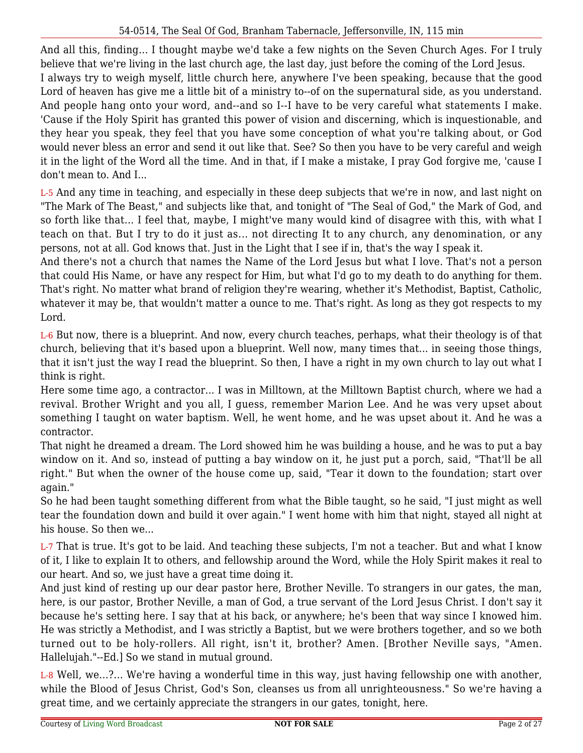And all this, finding... I thought maybe we'd take a few nights on the Seven Church Ages. For I truly believe that we're living in the last church age, the last day, just before the coming of the Lord Jesus.

I always try to weigh myself, little church here, anywhere I've been speaking, because that the good Lord of heaven has give me a little bit of a ministry to--of on the supernatural side, as you understand. And people hang onto your word, and--and so I--I have to be very careful what statements I make. 'Cause if the Holy Spirit has granted this power of vision and discerning, which is inquestionable, and they hear you speak, they feel that you have some conception of what you're talking about, or God would never bless an error and send it out like that. See? So then you have to be very careful and weigh it in the light of the Word all the time. And in that, if I make a mistake, I pray God forgive me, 'cause I don't mean to. And I...

L-5 And any time in teaching, and especially in these deep subjects that we're in now, and last night on "The Mark of The Beast," and subjects like that, and tonight of "The Seal of God," the Mark of God, and so forth like that... I feel that, maybe, I might've many would kind of disagree with this, with what I teach on that. But I try to do it just as... not directing It to any church, any denomination, or any persons, not at all. God knows that. Just in the Light that I see if in, that's the way I speak it.

And there's not a church that names the Name of the Lord Jesus but what I love. That's not a person that could His Name, or have any respect for Him, but what I'd go to my death to do anything for them. That's right. No matter what brand of religion they're wearing, whether it's Methodist, Baptist, Catholic, whatever it may be, that wouldn't matter a ounce to me. That's right. As long as they got respects to my Lord.

L-6 But now, there is a blueprint. And now, every church teaches, perhaps, what their theology is of that church, believing that it's based upon a blueprint. Well now, many times that... in seeing those things, that it isn't just the way I read the blueprint. So then, I have a right in my own church to lay out what I think is right.

Here some time ago, a contractor... I was in Milltown, at the Milltown Baptist church, where we had a revival. Brother Wright and you all, I guess, remember Marion Lee. And he was very upset about something I taught on water baptism. Well, he went home, and he was upset about it. And he was a contractor.

That night he dreamed a dream. The Lord showed him he was building a house, and he was to put a bay window on it. And so, instead of putting a bay window on it, he just put a porch, said, "That'll be all right." But when the owner of the house come up, said, "Tear it down to the foundation; start over again."

So he had been taught something different from what the Bible taught, so he said, "I just might as well tear the foundation down and build it over again." I went home with him that night, stayed all night at his house. So then we...

L-7 That is true. It's got to be laid. And teaching these subjects, I'm not a teacher. But and what I know of it, I like to explain It to others, and fellowship around the Word, while the Holy Spirit makes it real to our heart. And so, we just have a great time doing it.

And just kind of resting up our dear pastor here, Brother Neville. To strangers in our gates, the man, here, is our pastor, Brother Neville, a man of God, a true servant of the Lord Jesus Christ. I don't say it because he's setting here. I say that at his back, or anywhere; he's been that way since I knowed him. He was strictly a Methodist, and I was strictly a Baptist, but we were brothers together, and so we both turned out to be holy-rollers. All right, isn't it, brother? Amen. [Brother Neville says, "Amen. Hallelujah."--Ed.] So we stand in mutual ground.

L-8 Well, we...?... We're having a wonderful time in this way, just having fellowship one with another, while the Blood of Jesus Christ, God's Son, cleanses us from all unrighteousness." So we're having a great time, and we certainly appreciate the strangers in our gates, tonight, here.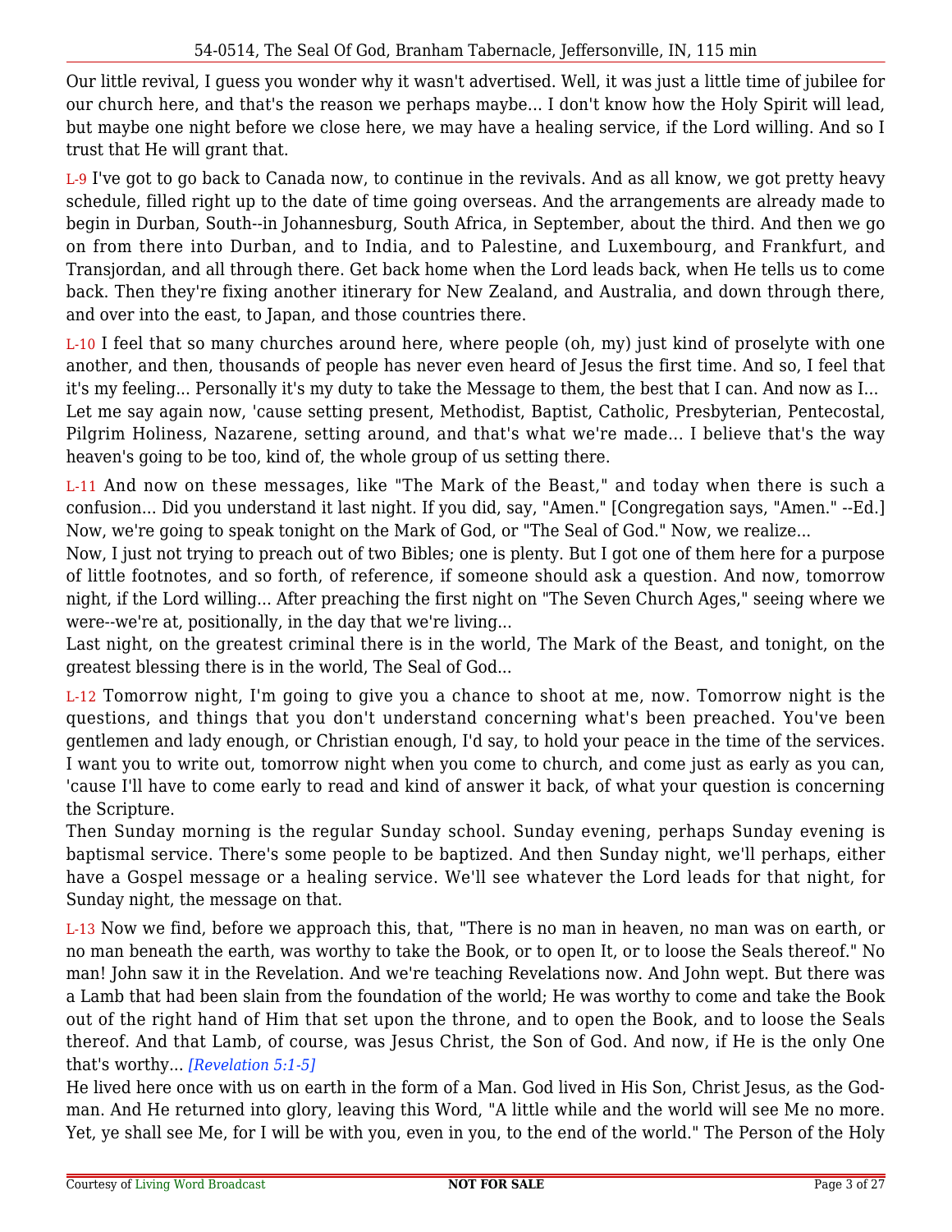Our little revival, I guess you wonder why it wasn't advertised. Well, it was just a little time of jubilee for our church here, and that's the reason we perhaps maybe... I don't know how the Holy Spirit will lead, but maybe one night before we close here, we may have a healing service, if the Lord willing. And so I trust that He will grant that.

L-9 I've got to go back to Canada now, to continue in the revivals. And as all know, we got pretty heavy schedule, filled right up to the date of time going overseas. And the arrangements are already made to begin in Durban, South--in Johannesburg, South Africa, in September, about the third. And then we go on from there into Durban, and to India, and to Palestine, and Luxembourg, and Frankfurt, and Transjordan, and all through there. Get back home when the Lord leads back, when He tells us to come back. Then they're fixing another itinerary for New Zealand, and Australia, and down through there, and over into the east, to Japan, and those countries there.

L-10 I feel that so many churches around here, where people (oh, my) just kind of proselyte with one another, and then, thousands of people has never even heard of Jesus the first time. And so, I feel that it's my feeling... Personally it's my duty to take the Message to them, the best that I can. And now as I... Let me say again now, 'cause setting present, Methodist, Baptist, Catholic, Presbyterian, Pentecostal, Pilgrim Holiness, Nazarene, setting around, and that's what we're made... I believe that's the way heaven's going to be too, kind of, the whole group of us setting there.

L-11 And now on these messages, like "The Mark of the Beast," and today when there is such a confusion... Did you understand it last night. If you did, say, "Amen." [Congregation says, "Amen." --Ed.] Now, we're going to speak tonight on the Mark of God, or "The Seal of God." Now, we realize...
Now, I just not trying to preach out of two Bibles; one is plenty. But I got one of them here for a purpose of little footnotes, and so forth, of reference, if someone should ask a question. And now, tomorrow night, if the Lord willing... After preaching the first night on "The Seven Church Ages," seeing where we were--we're at, positionally, in the day that we're living...
Last night, on the greatest criminal there is in the world, The Mark of the Beast, and tonight, on the greatest blessing there is in the world, The Seal of God...

L-12 Tomorrow night, I'm going to give you a chance to shoot at me, now. Tomorrow night is the questions, and things that you don't understand concerning what's been preached. You've been gentlemen and lady enough, or Christian enough, I'd say, to hold your peace in the time of the services. I want you to write out, tomorrow night when you come to church, and come just as early as you can, 'cause I'll have to come early to read and kind of answer it back, of what your question is concerning the Scripture.
Then Sunday morning is the regular Sunday school. Sunday evening, perhaps Sunday evening is baptismal service. There's some people to be baptized. And then Sunday night, we'll perhaps, either have a Gospel message or a healing service. We'll see whatever the Lord leads for that night, for Sunday night, the message on that.

L-13 Now we find, before we approach this, that, "There is no man in heaven, no man was on earth, or no man beneath the earth, was worthy to take the Book, or to open It, or to loose the Seals thereof." No man! John saw it in the Revelation. And we're teaching Revelations now. And John wept. But there was a Lamb that had been slain from the foundation of the world; He was worthy to come and take the Book out of the right hand of Him that set upon the throne, and to open the Book, and to loose the Seals thereof. And that Lamb, of course, was Jesus Christ, the Son of God. And now, if He is the only One that's worthy... *[Revelation 5:1-5]*
He lived here once with us on earth in the form of a Man. God lived in His Son, Christ Jesus, as the God-man. And He returned into glory, leaving this Word, "A little while and the world will see Me no more. Yet, ye shall see Me, for I will be with you, even in you, to the end of the world." The Person of the Holy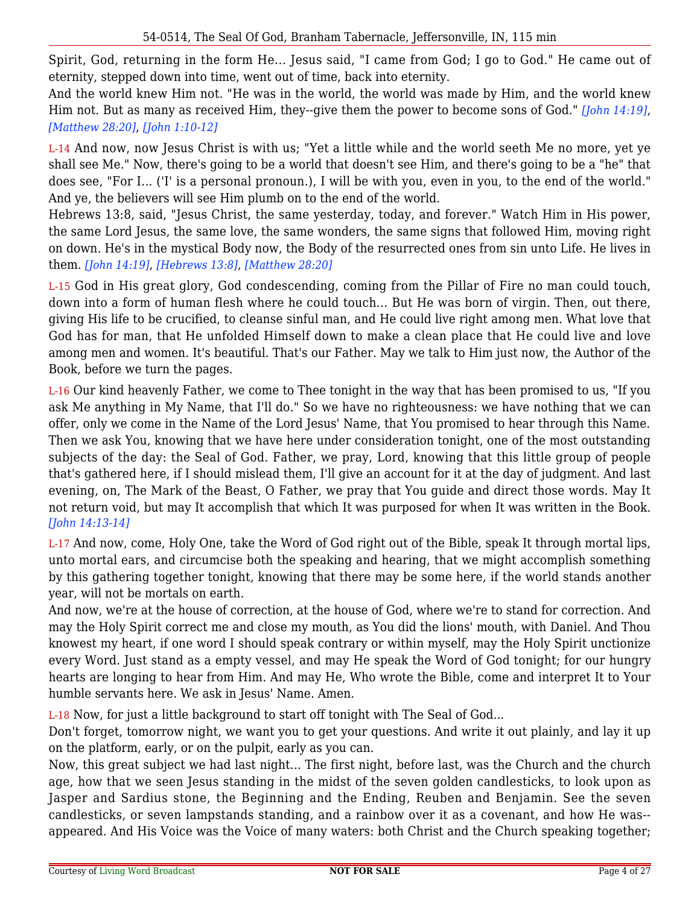Spirit, God, returning in the form He... Jesus said, "I came from God; I go to God." He came out of eternity, stepped down into time, went out of time, back into eternity.

And the world knew Him not. "He was in the world, the world was made by Him, and the world knew Him not. But as many as received Him, they--give them the power to become sons of God." *[John 14:19]*, *[Matthew 28:20]*, *[John 1:10-12]*

L-14 And now, now Jesus Christ is with us; "Yet a little while and the world seeth Me no more, yet ye shall see Me." Now, there's going to be a world that doesn't see Him, and there's going to be a "he" that does see, "For I... ('I' is a personal pronoun.), I will be with you, even in you, to the end of the world." And ye, the believers will see Him plumb on to the end of the world.

Hebrews 13:8, said, "Jesus Christ, the same yesterday, today, and forever." Watch Him in His power, the same Lord Jesus, the same love, the same wonders, the same signs that followed Him, moving right on down. He's in the mystical Body now, the Body of the resurrected ones from sin unto Life. He lives in them. *[John 14:19]*, *[Hebrews 13:8]*, *[Matthew 28:20]*

L-15 God in His great glory, God condescending, coming from the Pillar of Fire no man could touch, down into a form of human flesh where he could touch... But He was born of virgin. Then, out there, giving His life to be crucified, to cleanse sinful man, and He could live right among men. What love that God has for man, that He unfolded Himself down to make a clean place that He could live and love among men and women. It's beautiful. That's our Father. May we talk to Him just now, the Author of the Book, before we turn the pages.

L-16 Our kind heavenly Father, we come to Thee tonight in the way that has been promised to us, "If you ask Me anything in My Name, that I'll do." So we have no righteousness: we have nothing that we can offer, only we come in the Name of the Lord Jesus' Name, that You promised to hear through this Name. Then we ask You, knowing that we have here under consideration tonight, one of the most outstanding subjects of the day: the Seal of God. Father, we pray, Lord, knowing that this little group of people that's gathered here, if I should mislead them, I'll give an account for it at the day of judgment. And last evening, on, The Mark of the Beast, O Father, we pray that You guide and direct those words. May It not return void, but may It accomplish that which It was purposed for when It was written in the Book. *[John 14:13-14]*

L-17 And now, come, Holy One, take the Word of God right out of the Bible, speak It through mortal lips, unto mortal ears, and circumcise both the speaking and hearing, that we might accomplish something by this gathering together tonight, knowing that there may be some here, if the world stands another year, will not be mortals on earth.

And now, we're at the house of correction, at the house of God, where we're to stand for correction. And may the Holy Spirit correct me and close my mouth, as You did the lions' mouth, with Daniel. And Thou knowest my heart, if one word I should speak contrary or within myself, may the Holy Spirit unctionize every Word. Just stand as a empty vessel, and may He speak the Word of God tonight; for our hungry hearts are longing to hear from Him. And may He, Who wrote the Bible, come and interpret It to Your humble servants here. We ask in Jesus' Name. Amen.

L-18 Now, for just a little background to start off tonight with The Seal of God...

Don't forget, tomorrow night, we want you to get your questions. And write it out plainly, and lay it up on the platform, early, or on the pulpit, early as you can.

Now, this great subject we had last night... The first night, before last, was the Church and the church age, how that we seen Jesus standing in the midst of the seven golden candlesticks, to look upon as Jasper and Sardius stone, the Beginning and the Ending, Reuben and Benjamin. See the seven candlesticks, or seven lampstands standing, and a rainbow over it as a covenant, and how He was--appeared. And His Voice was the Voice of many waters: both Christ and the Church speaking together;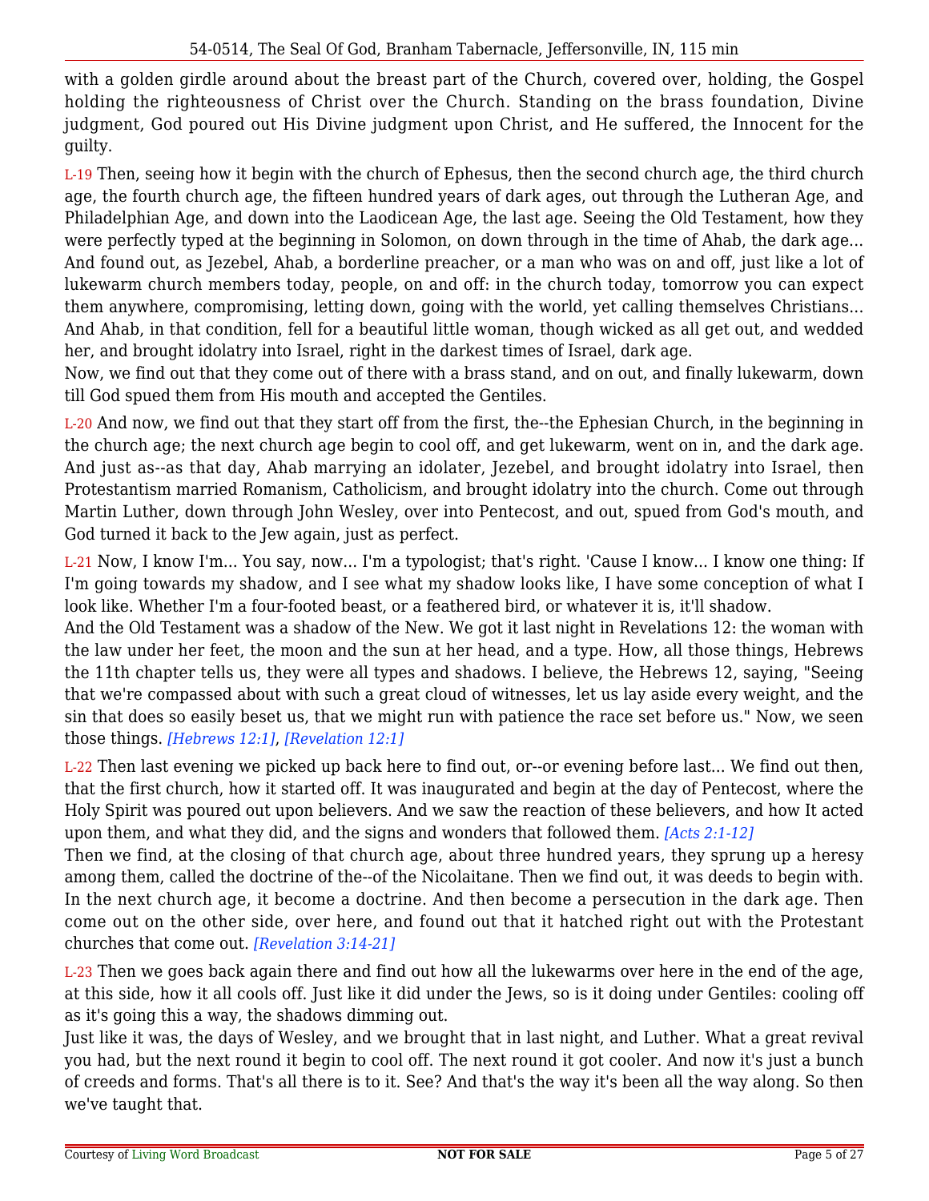with a golden girdle around about the breast part of the Church, covered over, holding, the Gospel holding the righteousness of Christ over the Church. Standing on the brass foundation, Divine judgment, God poured out His Divine judgment upon Christ, and He suffered, the Innocent for the guilty.

L-19 Then, seeing how it begin with the church of Ephesus, then the second church age, the third church age, the fourth church age, the fifteen hundred years of dark ages, out through the Lutheran Age, and Philadelphian Age, and down into the Laodicean Age, the last age. Seeing the Old Testament, how they were perfectly typed at the beginning in Solomon, on down through in the time of Ahab, the dark age... And found out, as Jezebel, Ahab, a borderline preacher, or a man who was on and off, just like a lot of lukewarm church members today, people, on and off: in the church today, tomorrow you can expect them anywhere, compromising, letting down, going with the world, yet calling themselves Christians... And Ahab, in that condition, fell for a beautiful little woman, though wicked as all get out, and wedded her, and brought idolatry into Israel, right in the darkest times of Israel, dark age.

Now, we find out that they come out of there with a brass stand, and on out, and finally lukewarm, down till God spued them from His mouth and accepted the Gentiles.

L-20 And now, we find out that they start off from the first, the--the Ephesian Church, in the beginning in the church age; the next church age begin to cool off, and get lukewarm, went on in, and the dark age. And just as--as that day, Ahab marrying an idolater, Jezebel, and brought idolatry into Israel, then Protestantism married Romanism, Catholicism, and brought idolatry into the church. Come out through Martin Luther, down through John Wesley, over into Pentecost, and out, spued from God's mouth, and God turned it back to the Jew again, just as perfect.

L-21 Now, I know I'm... You say, now... I'm a typologist; that's right. 'Cause I know... I know one thing: If I'm going towards my shadow, and I see what my shadow looks like, I have some conception of what I look like. Whether I'm a four-footed beast, or a feathered bird, or whatever it is, it'll shadow.

And the Old Testament was a shadow of the New. We got it last night in Revelations 12: the woman with the law under her feet, the moon and the sun at her head, and a type. How, all those things, Hebrews the 11th chapter tells us, they were all types and shadows. I believe, the Hebrews 12, saying, "Seeing that we're compassed about with such a great cloud of witnesses, let us lay aside every weight, and the sin that does so easily beset us, that we might run with patience the race set before us." Now, we seen those things. *[Hebrews 12:1]*, *[Revelation 12:1]*

L-22 Then last evening we picked up back here to find out, or--or evening before last... We find out then, that the first church, how it started off. It was inaugurated and begin at the day of Pentecost, where the Holy Spirit was poured out upon believers. And we saw the reaction of these believers, and how It acted upon them, and what they did, and the signs and wonders that followed them. *[Acts 2:1-12]*

Then we find, at the closing of that church age, about three hundred years, they sprung up a heresy among them, called the doctrine of the--of the Nicolaitane. Then we find out, it was deeds to begin with. In the next church age, it become a doctrine. And then become a persecution in the dark age. Then come out on the other side, over here, and found out that it hatched right out with the Protestant churches that come out. *[Revelation 3:14-21]*

L-23 Then we goes back again there and find out how all the lukewarms over here in the end of the age, at this side, how it all cools off. Just like it did under the Jews, so is it doing under Gentiles: cooling off as it's going this a way, the shadows dimming out.

Just like it was, the days of Wesley, and we brought that in last night, and Luther. What a great revival you had, but the next round it begin to cool off. The next round it got cooler. And now it's just a bunch of creeds and forms. That's all there is to it. See? And that's the way it's been all the way along. So then we've taught that.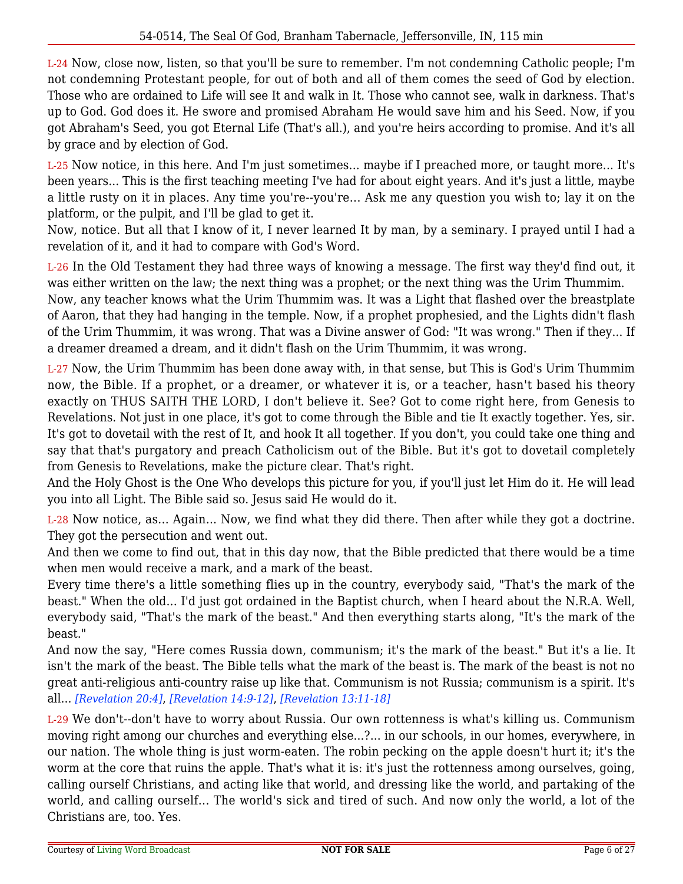L-24 Now, close now, listen, so that you'll be sure to remember. I'm not condemning Catholic people; I'm not condemning Protestant people, for out of both and all of them comes the seed of God by election. Those who are ordained to Life will see It and walk in It. Those who cannot see, walk in darkness. That's up to God. God does it. He swore and promised Abraham He would save him and his Seed. Now, if you got Abraham's Seed, you got Eternal Life (That's all.), and you're heirs according to promise. And it's all by grace and by election of God.

L-25 Now notice, in this here. And I'm just sometimes... maybe if I preached more, or taught more... It's been years... This is the first teaching meeting I've had for about eight years. And it's just a little, maybe a little rusty on it in places. Any time you're--you're... Ask me any question you wish to; lay it on the platform, or the pulpit, and I'll be glad to get it.

Now, notice. But all that I know of it, I never learned It by man, by a seminary. I prayed until I had a revelation of it, and it had to compare with God's Word.

L-26 In the Old Testament they had three ways of knowing a message. The first way they'd find out, it was either written on the law; the next thing was a prophet; or the next thing was the Urim Thummim.

Now, any teacher knows what the Urim Thummim was. It was a Light that flashed over the breastplate of Aaron, that they had hanging in the temple. Now, if a prophet prophesied, and the Lights didn't flash of the Urim Thummim, it was wrong. That was a Divine answer of God: "It was wrong." Then if they... If a dreamer dreamed a dream, and it didn't flash on the Urim Thummim, it was wrong.

L-27 Now, the Urim Thummim has been done away with, in that sense, but This is God's Urim Thummim now, the Bible. If a prophet, or a dreamer, or whatever it is, or a teacher, hasn't based his theory exactly on THUS SAITH THE LORD, I don't believe it. See? Got to come right here, from Genesis to Revelations. Not just in one place, it's got to come through the Bible and tie It exactly together. Yes, sir. It's got to dovetail with the rest of It, and hook It all together. If you don't, you could take one thing and say that that's purgatory and preach Catholicism out of the Bible. But it's got to dovetail completely from Genesis to Revelations, make the picture clear. That's right.

And the Holy Ghost is the One Who develops this picture for you, if you'll just let Him do it. He will lead you into all Light. The Bible said so. Jesus said He would do it.

L-28 Now notice, as... Again... Now, we find what they did there. Then after while they got a doctrine. They got the persecution and went out.

And then we come to find out, that in this day now, that the Bible predicted that there would be a time when men would receive a mark, and a mark of the beast.

Every time there's a little something flies up in the country, everybody said, "That's the mark of the beast." When the old... I'd just got ordained in the Baptist church, when I heard about the N.R.A. Well, everybody said, "That's the mark of the beast." And then everything starts along, "It's the mark of the beast."

And now the say, "Here comes Russia down, communism; it's the mark of the beast." But it's a lie. It isn't the mark of the beast. The Bible tells what the mark of the beast is. The mark of the beast is not no great anti-religious anti-country raise up like that. Communism is not Russia; communism is a spirit. It's all... *[Revelation 20:4]*, *[Revelation 14:9-12]*, *[Revelation 13:11-18]*

L-29 We don't--don't have to worry about Russia. Our own rottenness is what's killing us. Communism moving right among our churches and everything else...?... in our schools, in our homes, everywhere, in our nation. The whole thing is just worm-eaten. The robin pecking on the apple doesn't hurt it; it's the worm at the core that ruins the apple. That's what it is: it's just the rottenness among ourselves, going, calling ourself Christians, and acting like that world, and dressing like the world, and partaking of the world, and calling ourself... The world's sick and tired of such. And now only the world, a lot of the Christians are, too. Yes.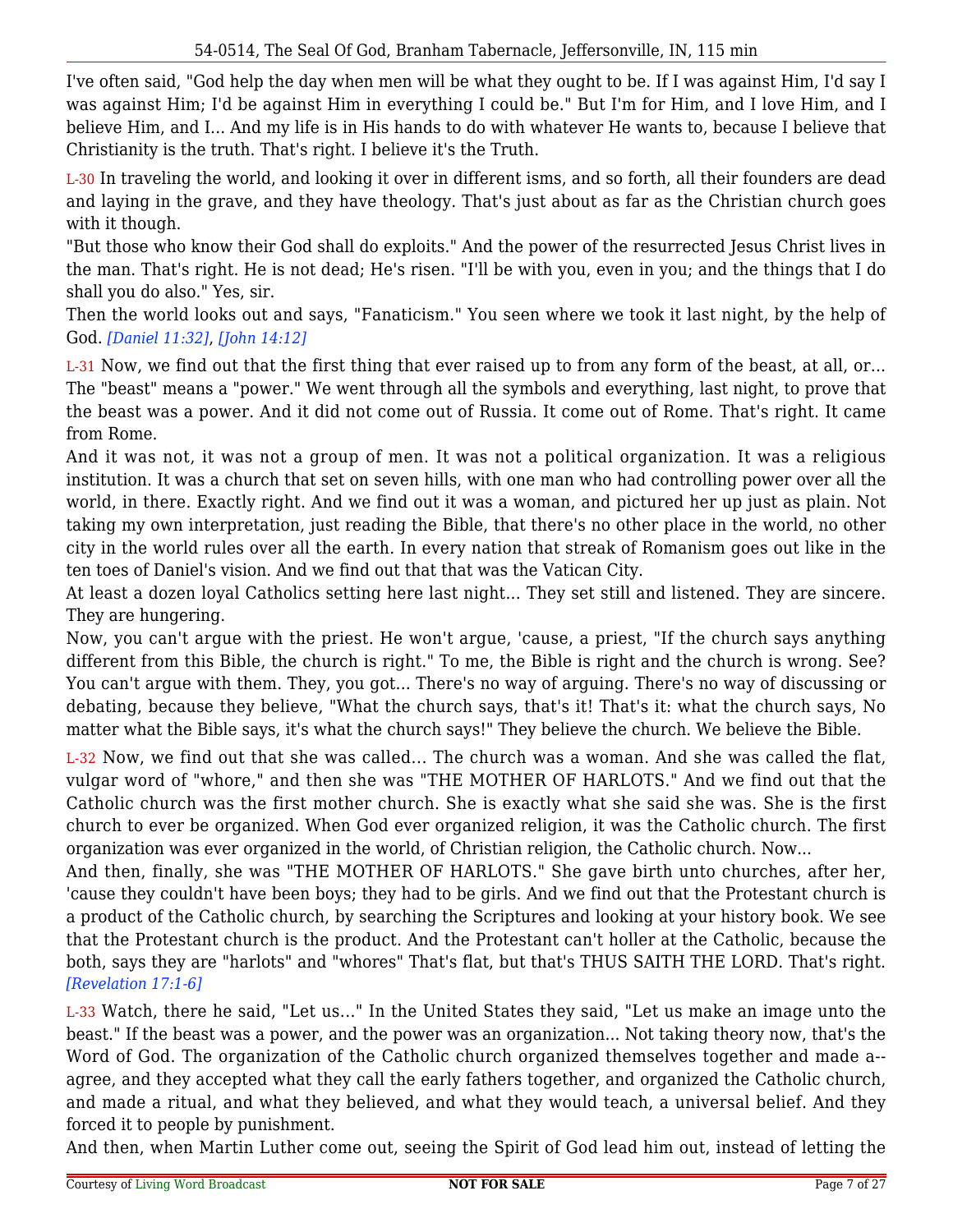I've often said, "God help the day when men will be what they ought to be. If I was against Him, I'd say I was against Him; I'd be against Him in everything I could be." But I'm for Him, and I love Him, and I believe Him, and I... And my life is in His hands to do with whatever He wants to, because I believe that Christianity is the truth. That's right. I believe it's the Truth.

L-30 In traveling the world, and looking it over in different isms, and so forth, all their founders are dead and laying in the grave, and they have theology. That's just about as far as the Christian church goes with it though.

"But those who know their God shall do exploits." And the power of the resurrected Jesus Christ lives in the man. That's right. He is not dead; He's risen. "I'll be with you, even in you; and the things that I do shall you do also." Yes, sir.

Then the world looks out and says, "Fanaticism." You seen where we took it last night, by the help of God. *[Daniel 11:32]*, *[John 14:12]*

L-31 Now, we find out that the first thing that ever raised up to from any form of the beast, at all, or... The "beast" means a "power." We went through all the symbols and everything, last night, to prove that the beast was a power. And it did not come out of Russia. It come out of Rome. That's right. It came from Rome.

And it was not, it was not a group of men. It was not a political organization. It was a religious institution. It was a church that set on seven hills, with one man who had controlling power over all the world, in there. Exactly right. And we find out it was a woman, and pictured her up just as plain. Not taking my own interpretation, just reading the Bible, that there's no other place in the world, no other city in the world rules over all the earth. In every nation that streak of Romanism goes out like in the ten toes of Daniel's vision. And we find out that that was the Vatican City.

At least a dozen loyal Catholics setting here last night... They set still and listened. They are sincere. They are hungering.

Now, you can't argue with the priest. He won't argue, 'cause, a priest, "If the church says anything different from this Bible, the church is right." To me, the Bible is right and the church is wrong. See? You can't argue with them. They, you got... There's no way of arguing. There's no way of discussing or debating, because they believe, "What the church says, that's it! That's it: what the church says, No matter what the Bible says, it's what the church says!" They believe the church. We believe the Bible.

L-32 Now, we find out that she was called... The church was a woman. And she was called the flat, vulgar word of "whore," and then she was "THE MOTHER OF HARLOTS." And we find out that the Catholic church was the first mother church. She is exactly what she said she was. She is the first church to ever be organized. When God ever organized religion, it was the Catholic church. The first organization was ever organized in the world, of Christian religion, the Catholic church. Now...

And then, finally, she was "THE MOTHER OF HARLOTS." She gave birth unto churches, after her, 'cause they couldn't have been boys; they had to be girls. And we find out that the Protestant church is a product of the Catholic church, by searching the Scriptures and looking at your history book. We see that the Protestant church is the product. And the Protestant can't holler at the Catholic, because the both, says they are "harlots" and "whores" That's flat, but that's THUS SAITH THE LORD. That's right. *[Revelation 17:1-6]*

L-33 Watch, there he said, "Let us..." In the United States they said, "Let us make an image unto the beast." If the beast was a power, and the power was an organization... Not taking theory now, that's the Word of God. The organization of the Catholic church organized themselves together and made a--agree, and they accepted what they call the early fathers together, and organized the Catholic church, and made a ritual, and what they believed, and what they would teach, a universal belief. And they forced it to people by punishment.

And then, when Martin Luther come out, seeing the Spirit of God lead him out, instead of letting the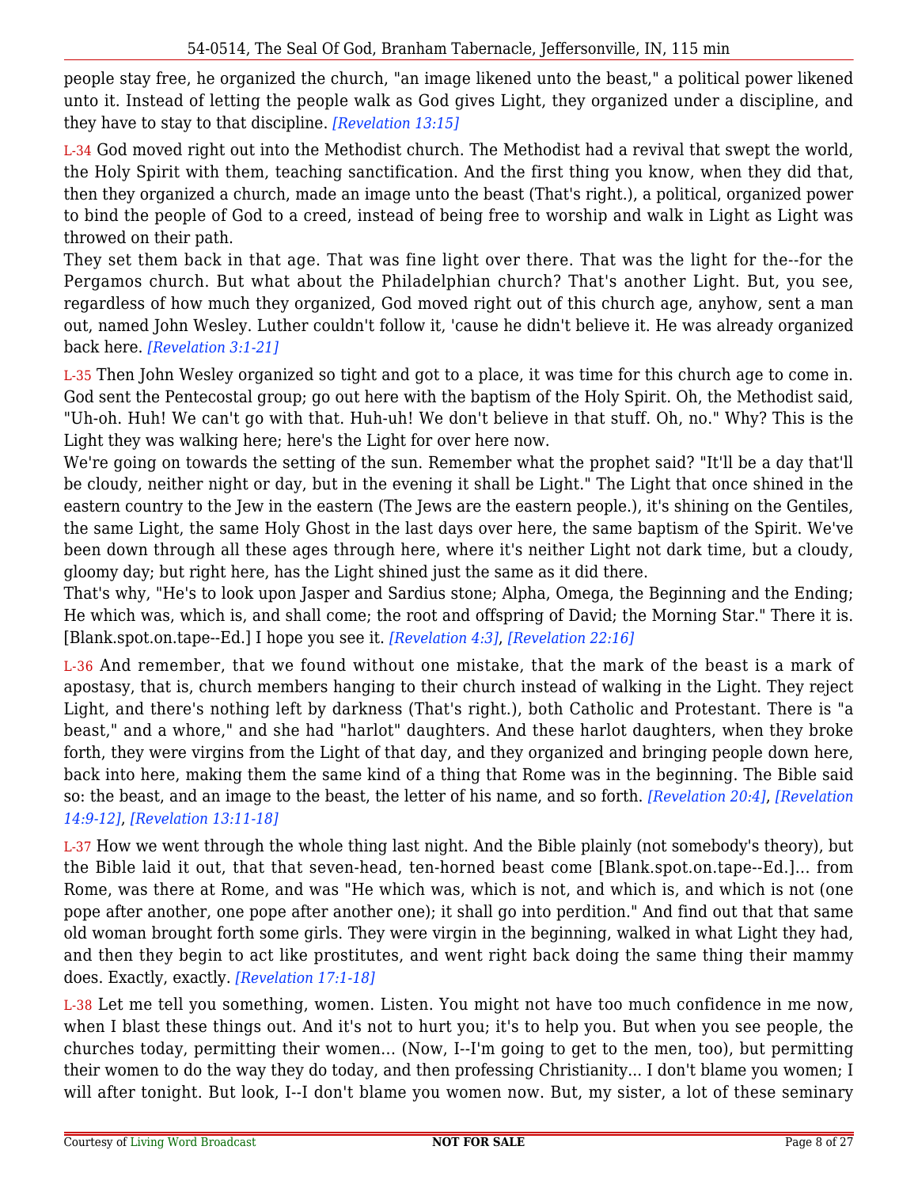people stay free, he organized the church, "an image likened unto the beast," a political power likened unto it. Instead of letting the people walk as God gives Light, they organized under a discipline, and they have to stay to that discipline. *[Revelation 13:15]*

L-34 God moved right out into the Methodist church. The Methodist had a revival that swept the world, the Holy Spirit with them, teaching sanctification. And the first thing you know, when they did that, then they organized a church, made an image unto the beast (That's right.), a political, organized power to bind the people of God to a creed, instead of being free to worship and walk in Light as Light was throwed on their path.

They set them back in that age. That was fine light over there. That was the light for the--for the Pergamos church. But what about the Philadelphian church? That's another Light. But, you see, regardless of how much they organized, God moved right out of this church age, anyhow, sent a man out, named John Wesley. Luther couldn't follow it, 'cause he didn't believe it. He was already organized back here. *[Revelation 3:1-21]*

L-35 Then John Wesley organized so tight and got to a place, it was time for this church age to come in. God sent the Pentecostal group; go out here with the baptism of the Holy Spirit. Oh, the Methodist said, "Uh-oh. Huh! We can't go with that. Huh-uh! We don't believe in that stuff. Oh, no." Why? This is the Light they was walking here; here's the Light for over here now.

We're going on towards the setting of the sun. Remember what the prophet said? "It'll be a day that'll be cloudy, neither night or day, but in the evening it shall be Light." The Light that once shined in the eastern country to the Jew in the eastern (The Jews are the eastern people.), it's shining on the Gentiles, the same Light, the same Holy Ghost in the last days over here, the same baptism of the Spirit. We've been down through all these ages through here, where it's neither Light not dark time, but a cloudy, gloomy day; but right here, has the Light shined just the same as it did there.

That's why, "He's to look upon Jasper and Sardius stone; Alpha, Omega, the Beginning and the Ending; He which was, which is, and shall come; the root and offspring of David; the Morning Star." There it is. [Blank.spot.on.tape--Ed.] I hope you see it. *[Revelation 4:3]*, *[Revelation 22:16]*

L-36 And remember, that we found without one mistake, that the mark of the beast is a mark of apostasy, that is, church members hanging to their church instead of walking in the Light. They reject Light, and there's nothing left by darkness (That's right.), both Catholic and Protestant. There is "a beast," and a whore," and she had "harlot" daughters. And these harlot daughters, when they broke forth, they were virgins from the Light of that day, and they organized and bringing people down here, back into here, making them the same kind of a thing that Rome was in the beginning. The Bible said so: the beast, and an image to the beast, the letter of his name, and so forth. *[Revelation 20:4]*, *[Revelation 14:9-12]*, *[Revelation 13:11-18]*

L-37 How we went through the whole thing last night. And the Bible plainly (not somebody's theory), but the Bible laid it out, that that seven-head, ten-horned beast come [Blank.spot.on.tape--Ed.]... from Rome, was there at Rome, and was "He which was, which is not, and which is, and which is not (one pope after another, one pope after another one); it shall go into perdition." And find out that that same old woman brought forth some girls. They were virgin in the beginning, walked in what Light they had, and then they begin to act like prostitutes, and went right back doing the same thing their mammy does. Exactly, exactly. *[Revelation 17:1-18]*

L-38 Let me tell you something, women. Listen. You might not have too much confidence in me now, when I blast these things out. And it's not to hurt you; it's to help you. But when you see people, the churches today, permitting their women... (Now, I--I'm going to get to the men, too), but permitting their women to do the way they do today, and then professing Christianity... I don't blame you women; I will after tonight. But look, I--I don't blame you women now. But, my sister, a lot of these seminary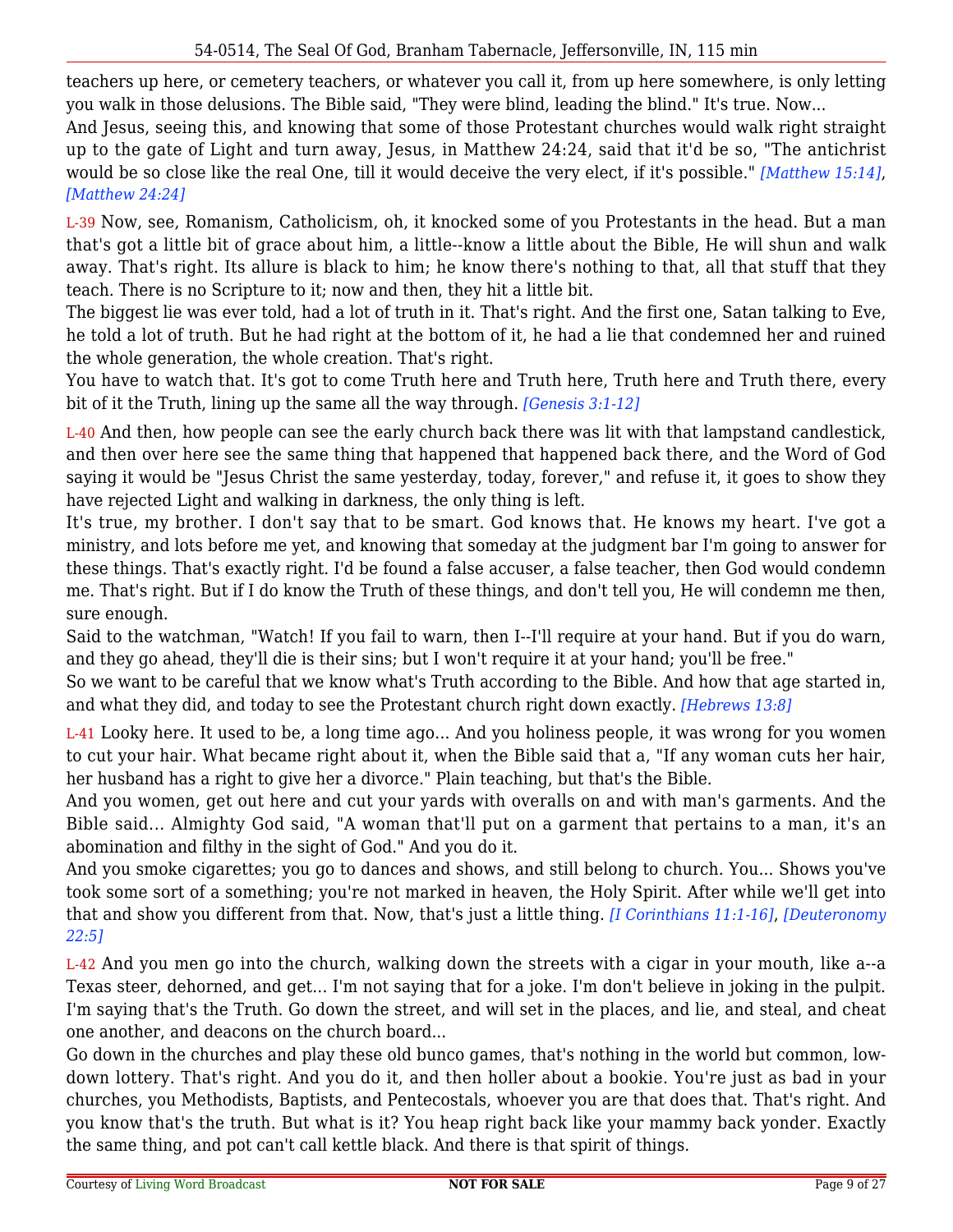teachers up here, or cemetery teachers, or whatever you call it, from up here somewhere, is only letting you walk in those delusions. The Bible said, "They were blind, leading the blind." It's true. Now...

And Jesus, seeing this, and knowing that some of those Protestant churches would walk right straight up to the gate of Light and turn away, Jesus, in Matthew 24:24, said that it'd be so, "The antichrist would be so close like the real One, till it would deceive the very elect, if it's possible." *[Matthew 15:14]*, *[Matthew 24:24]*

L-39 Now, see, Romanism, Catholicism, oh, it knocked some of you Protestants in the head. But a man that's got a little bit of grace about him, a little--know a little about the Bible, He will shun and walk away. That's right. Its allure is black to him; he know there's nothing to that, all that stuff that they teach. There is no Scripture to it; now and then, they hit a little bit.

The biggest lie was ever told, had a lot of truth in it. That's right. And the first one, Satan talking to Eve, he told a lot of truth. But he had right at the bottom of it, he had a lie that condemned her and ruined the whole generation, the whole creation. That's right.

You have to watch that. It's got to come Truth here and Truth here, Truth here and Truth there, every bit of it the Truth, lining up the same all the way through. *[Genesis 3:1-12]*

L-40 And then, how people can see the early church back there was lit with that lampstand candlestick, and then over here see the same thing that happened that happened back there, and the Word of God saying it would be "Jesus Christ the same yesterday, today, forever," and refuse it, it goes to show they have rejected Light and walking in darkness, the only thing is left.

It's true, my brother. I don't say that to be smart. God knows that. He knows my heart. I've got a ministry, and lots before me yet, and knowing that someday at the judgment bar I'm going to answer for these things. That's exactly right. I'd be found a false accuser, a false teacher, then God would condemn me. That's right. But if I do know the Truth of these things, and don't tell you, He will condemn me then, sure enough.

Said to the watchman, "Watch! If you fail to warn, then I--I'll require at your hand. But if you do warn, and they go ahead, they'll die is their sins; but I won't require it at your hand; you'll be free."

So we want to be careful that we know what's Truth according to the Bible. And how that age started in, and what they did, and today to see the Protestant church right down exactly. *[Hebrews 13:8]*

L-41 Looky here. It used to be, a long time ago... And you holiness people, it was wrong for you women to cut your hair. What became right about it, when the Bible said that a, "If any woman cuts her hair, her husband has a right to give her a divorce." Plain teaching, but that's the Bible.

And you women, get out here and cut your yards with overalls on and with man's garments. And the Bible said... Almighty God said, "A woman that'll put on a garment that pertains to a man, it's an abomination and filthy in the sight of God." And you do it.

And you smoke cigarettes; you go to dances and shows, and still belong to church. You... Shows you've took some sort of a something; you're not marked in heaven, the Holy Spirit. After while we'll get into that and show you different from that. Now, that's just a little thing. *[I Corinthians 11:1-16]*, *[Deuteronomy 22:5]*

L-42 And you men go into the church, walking down the streets with a cigar in your mouth, like a--a Texas steer, dehorned, and get... I'm not saying that for a joke. I'm don't believe in joking in the pulpit. I'm saying that's the Truth. Go down the street, and will set in the places, and lie, and steal, and cheat one another, and deacons on the church board...

Go down in the churches and play these old bunco games, that's nothing in the world but common, low-down lottery. That's right. And you do it, and then holler about a bookie. You're just as bad in your churches, you Methodists, Baptists, and Pentecostals, whoever you are that does that. That's right. And you know that's the truth. But what is it? You heap right back like your mammy back yonder. Exactly the same thing, and pot can't call kettle black. And there is that spirit of things.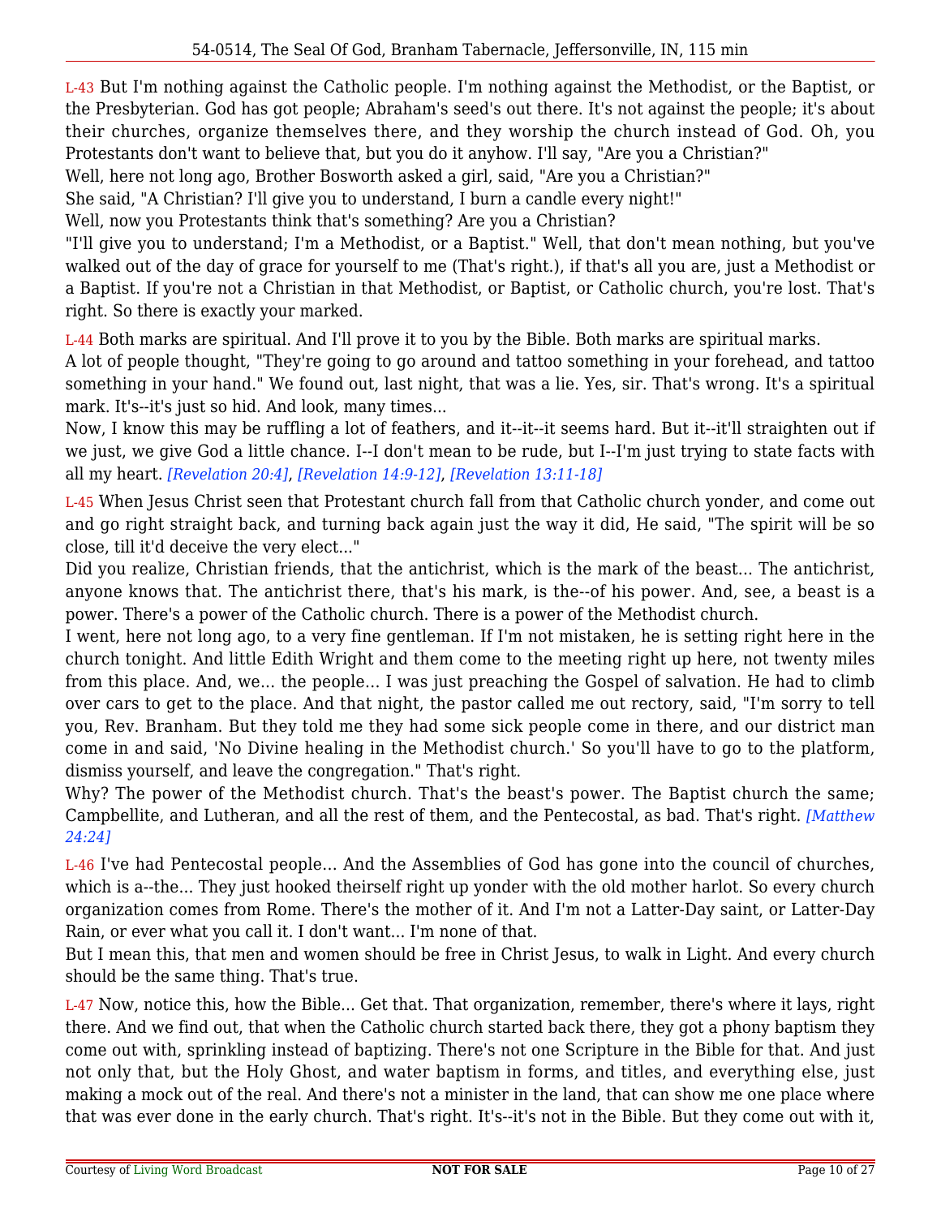L-43 But I'm nothing against the Catholic people. I'm nothing against the Methodist, or the Baptist, or the Presbyterian. God has got people; Abraham's seed's out there. It's not against the people; it's about their churches, organize themselves there, and they worship the church instead of God. Oh, you Protestants don't want to believe that, but you do it anyhow. I'll say, "Are you a Christian?"

Well, here not long ago, Brother Bosworth asked a girl, said, "Are you a Christian?"

She said, "A Christian? I'll give you to understand, I burn a candle every night!"

Well, now you Protestants think that's something? Are you a Christian?

"I'll give you to understand; I'm a Methodist, or a Baptist." Well, that don't mean nothing, but you've walked out of the day of grace for yourself to me (That's right.), if that's all you are, just a Methodist or a Baptist. If you're not a Christian in that Methodist, or Baptist, or Catholic church, you're lost. That's right. So there is exactly your marked.

L-44 Both marks are spiritual. And I'll prove it to you by the Bible. Both marks are spiritual marks.

A lot of people thought, "They're going to go around and tattoo something in your forehead, and tattoo something in your hand." We found out, last night, that was a lie. Yes, sir. That's wrong. It's a spiritual mark. It's--it's just so hid. And look, many times...

Now, I know this may be ruffling a lot of feathers, and it--it--it seems hard. But it--it'll straighten out if we just, we give God a little chance. I--I don't mean to be rude, but I--I'm just trying to state facts with all my heart. *[Revelation 20:4]*, *[Revelation 14:9-12]*, *[Revelation 13:11-18]*

L-45 When Jesus Christ seen that Protestant church fall from that Catholic church yonder, and come out and go right straight back, and turning back again just the way it did, He said, "The spirit will be so close, till it'd deceive the very elect..."

Did you realize, Christian friends, that the antichrist, which is the mark of the beast... The antichrist, anyone knows that. The antichrist there, that's his mark, is the--of his power. And, see, a beast is a power. There's a power of the Catholic church. There is a power of the Methodist church.

I went, here not long ago, to a very fine gentleman. If I'm not mistaken, he is setting right here in the church tonight. And little Edith Wright and them come to the meeting right up here, not twenty miles from this place. And, we... the people... I was just preaching the Gospel of salvation. He had to climb over cars to get to the place. And that night, the pastor called me out rectory, said, "I'm sorry to tell you, Rev. Branham. But they told me they had some sick people come in there, and our district man come in and said, 'No Divine healing in the Methodist church.' So you'll have to go to the platform, dismiss yourself, and leave the congregation." That's right.

Why? The power of the Methodist church. That's the beast's power. The Baptist church the same; Campbellite, and Lutheran, and all the rest of them, and the Pentecostal, as bad. That's right. *[Matthew 24:24]*

L-46 I've had Pentecostal people... And the Assemblies of God has gone into the council of churches, which is a--the... They just hooked theirself right up yonder with the old mother harlot. So every church organization comes from Rome. There's the mother of it. And I'm not a Latter-Day saint, or Latter-Day Rain, or ever what you call it. I don't want... I'm none of that.

But I mean this, that men and women should be free in Christ Jesus, to walk in Light. And every church should be the same thing. That's true.

L-47 Now, notice this, how the Bible... Get that. That organization, remember, there's where it lays, right there. And we find out, that when the Catholic church started back there, they got a phony baptism they come out with, sprinkling instead of baptizing. There's not one Scripture in the Bible for that. And just not only that, but the Holy Ghost, and water baptism in forms, and titles, and everything else, just making a mock out of the real. And there's not a minister in the land, that can show me one place where that was ever done in the early church. That's right. It's--it's not in the Bible. But they come out with it,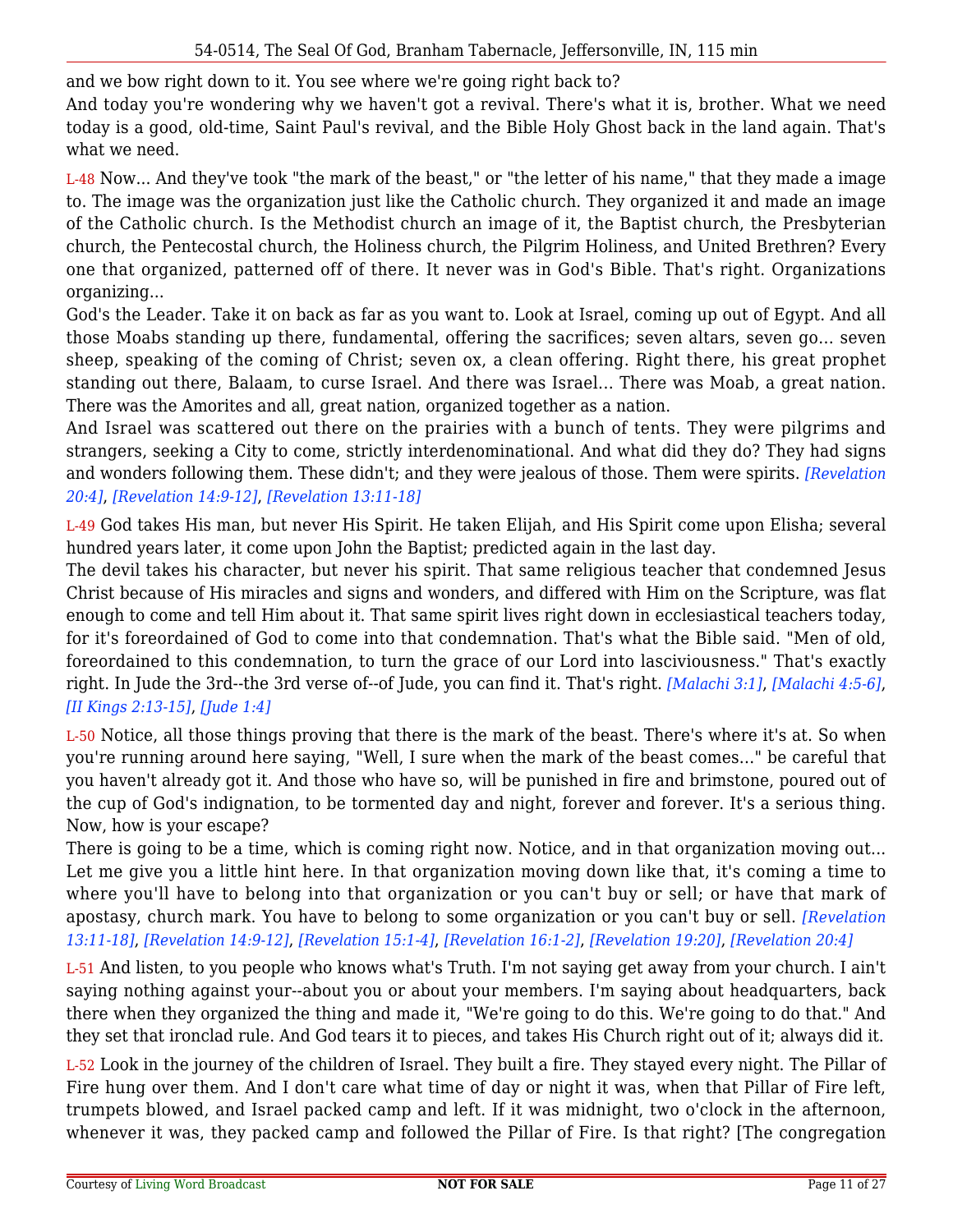and we bow right down to it. You see where we're going right back to?

And today you're wondering why we haven't got a revival. There's what it is, brother. What we need today is a good, old-time, Saint Paul's revival, and the Bible Holy Ghost back in the land again. That's what we need.

L-48 Now... And they've took "the mark of the beast," or "the letter of his name," that they made a image to. The image was the organization just like the Catholic church. They organized it and made an image of the Catholic church. Is the Methodist church an image of it, the Baptist church, the Presbyterian church, the Pentecostal church, the Holiness church, the Pilgrim Holiness, and United Brethren? Every one that organized, patterned off of there. It never was in God's Bible. That's right. Organizations organizing...

God's the Leader. Take it on back as far as you want to. Look at Israel, coming up out of Egypt. And all those Moabs standing up there, fundamental, offering the sacrifices; seven altars, seven go... seven sheep, speaking of the coming of Christ; seven ox, a clean offering. Right there, his great prophet standing out there, Balaam, to curse Israel. And there was Israel... There was Moab, a great nation. There was the Amorites and all, great nation, organized together as a nation.

And Israel was scattered out there on the prairies with a bunch of tents. They were pilgrims and strangers, seeking a City to come, strictly interdenominational. And what did they do? They had signs and wonders following them. These didn't; and they were jealous of those. Them were spirits. *[Revelation 20:4]*, *[Revelation 14:9-12]*, *[Revelation 13:11-18]*

L-49 God takes His man, but never His Spirit. He taken Elijah, and His Spirit come upon Elisha; several hundred years later, it come upon John the Baptist; predicted again in the last day.

The devil takes his character, but never his spirit. That same religious teacher that condemned Jesus Christ because of His miracles and signs and wonders, and differed with Him on the Scripture, was flat enough to come and tell Him about it. That same spirit lives right down in ecclesiastical teachers today, for it's foreordained of God to come into that condemnation. That's what the Bible said. "Men of old, foreordained to this condemnation, to turn the grace of our Lord into lasciviousness." That's exactly right. In Jude the 3rd--the 3rd verse of--of Jude, you can find it. That's right. *[Malachi 3:1]*, *[Malachi 4:5-6]*, *[II Kings 2:13-15]*, *[Jude 1:4]*

L-50 Notice, all those things proving that there is the mark of the beast. There's where it's at. So when you're running around here saying, "Well, I sure when the mark of the beast comes..." be careful that you haven't already got it. And those who have so, will be punished in fire and brimstone, poured out of the cup of God's indignation, to be tormented day and night, forever and forever. It's a serious thing. Now, how is your escape?

There is going to be a time, which is coming right now. Notice, and in that organization moving out... Let me give you a little hint here. In that organization moving down like that, it's coming a time to where you'll have to belong into that organization or you can't buy or sell; or have that mark of apostasy, church mark. You have to belong to some organization or you can't buy or sell. *[Revelation 13:11-18]*, *[Revelation 14:9-12]*, *[Revelation 15:1-4]*, *[Revelation 16:1-2]*, *[Revelation 19:20]*, *[Revelation 20:4]*

L-51 And listen, to you people who knows what's Truth. I'm not saying get away from your church. I ain't saying nothing against your--about you or about your members. I'm saying about headquarters, back there when they organized the thing and made it, "We're going to do this. We're going to do that." And they set that ironclad rule. And God tears it to pieces, and takes His Church right out of it; always did it.

L-52 Look in the journey of the children of Israel. They built a fire. They stayed every night. The Pillar of Fire hung over them. And I don't care what time of day or night it was, when that Pillar of Fire left, trumpets blowed, and Israel packed camp and left. If it was midnight, two o'clock in the afternoon, whenever it was, they packed camp and followed the Pillar of Fire. Is that right? [The congregation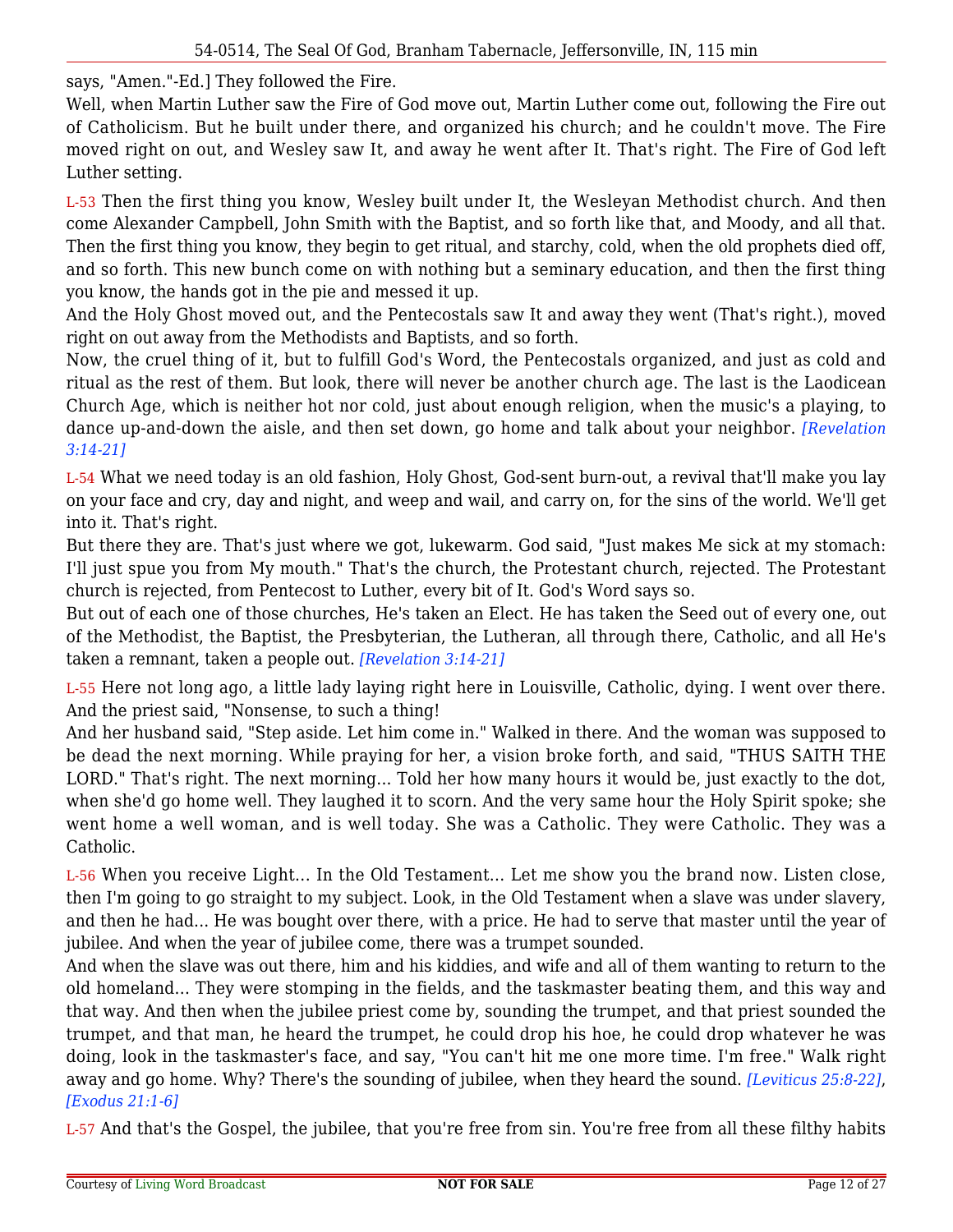says, "Amen."-Ed.] They followed the Fire.

Well, when Martin Luther saw the Fire of God move out, Martin Luther come out, following the Fire out of Catholicism. But he built under there, and organized his church; and he couldn't move. The Fire moved right on out, and Wesley saw It, and away he went after It. That's right. The Fire of God left Luther setting.

L-53 Then the first thing you know, Wesley built under It, the Wesleyan Methodist church. And then come Alexander Campbell, John Smith with the Baptist, and so forth like that, and Moody, and all that. Then the first thing you know, they begin to get ritual, and starchy, cold, when the old prophets died off, and so forth. This new bunch come on with nothing but a seminary education, and then the first thing you know, the hands got in the pie and messed it up.

And the Holy Ghost moved out, and the Pentecostals saw It and away they went (That's right.), moved right on out away from the Methodists and Baptists, and so forth.

Now, the cruel thing of it, but to fulfill God's Word, the Pentecostals organized, and just as cold and ritual as the rest of them. But look, there will never be another church age. The last is the Laodicean Church Age, which is neither hot nor cold, just about enough religion, when the music's a playing, to dance up-and-down the aisle, and then set down, go home and talk about your neighbor. *[Revelation 3:14-21]*

L-54 What we need today is an old fashion, Holy Ghost, God-sent burn-out, a revival that'll make you lay on your face and cry, day and night, and weep and wail, and carry on, for the sins of the world. We'll get into it. That's right.

But there they are. That's just where we got, lukewarm. God said, "Just makes Me sick at my stomach: I'll just spue you from My mouth." That's the church, the Protestant church, rejected. The Protestant church is rejected, from Pentecost to Luther, every bit of It. God's Word says so.

But out of each one of those churches, He's taken an Elect. He has taken the Seed out of every one, out of the Methodist, the Baptist, the Presbyterian, the Lutheran, all through there, Catholic, and all He's taken a remnant, taken a people out. *[Revelation 3:14-21]*

L-55 Here not long ago, a little lady laying right here in Louisville, Catholic, dying. I went over there. And the priest said, "Nonsense, to such a thing!

And her husband said, "Step aside. Let him come in." Walked in there. And the woman was supposed to be dead the next morning. While praying for her, a vision broke forth, and said, "THUS SAITH THE LORD." That's right. The next morning... Told her how many hours it would be, just exactly to the dot, when she'd go home well. They laughed it to scorn. And the very same hour the Holy Spirit spoke; she went home a well woman, and is well today. She was a Catholic. They were Catholic. They was a Catholic.

L-56 When you receive Light... In the Old Testament... Let me show you the brand now. Listen close, then I'm going to go straight to my subject. Look, in the Old Testament when a slave was under slavery, and then he had... He was bought over there, with a price. He had to serve that master until the year of jubilee. And when the year of jubilee come, there was a trumpet sounded.

And when the slave was out there, him and his kiddies, and wife and all of them wanting to return to the old homeland... They were stomping in the fields, and the taskmaster beating them, and this way and that way. And then when the jubilee priest come by, sounding the trumpet, and that priest sounded the trumpet, and that man, he heard the trumpet, he could drop his hoe, he could drop whatever he was doing, look in the taskmaster's face, and say, "You can't hit me one more time. I'm free." Walk right away and go home. Why? There's the sounding of jubilee, when they heard the sound. *[Leviticus 25:8-22]*, *[Exodus 21:1-6]*

L-57 And that's the Gospel, the jubilee, that you're free from sin. You're free from all these filthy habits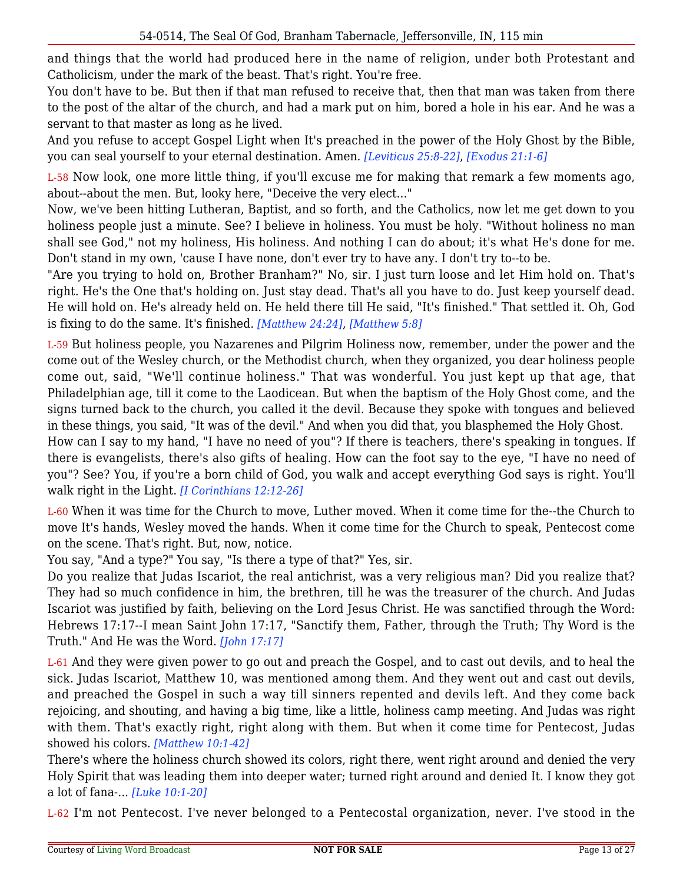and things that the world had produced here in the name of religion, under both Protestant and Catholicism, under the mark of the beast. That's right. You're free.

You don't have to be. But then if that man refused to receive that, then that man was taken from there to the post of the altar of the church, and had a mark put on him, bored a hole in his ear. And he was a servant to that master as long as he lived.

And you refuse to accept Gospel Light when It's preached in the power of the Holy Ghost by the Bible, you can seal yourself to your eternal destination. Amen. *[Leviticus 25:8-22]*, *[Exodus 21:1-6]*

L-58 Now look, one more little thing, if you'll excuse me for making that remark a few moments ago, about--about the men. But, looky here, "Deceive the very elect..."

Now, we've been hitting Lutheran, Baptist, and so forth, and the Catholics, now let me get down to you holiness people just a minute. See? I believe in holiness. You must be holy. "Without holiness no man shall see God," not my holiness, His holiness. And nothing I can do about; it's what He's done for me. Don't stand in my own, 'cause I have none, don't ever try to have any. I don't try to--to be.

"Are you trying to hold on, Brother Branham?" No, sir. I just turn loose and let Him hold on. That's right. He's the One that's holding on. Just stay dead. That's all you have to do. Just keep yourself dead. He will hold on. He's already held on. He held there till He said, "It's finished." That settled it. Oh, God is fixing to do the same. It's finished. *[Matthew 24:24]*, *[Matthew 5:8]*

L-59 But holiness people, you Nazarenes and Pilgrim Holiness now, remember, under the power and the come out of the Wesley church, or the Methodist church, when they organized, you dear holiness people come out, said, "We'll continue holiness." That was wonderful. You just kept up that age, that Philadelphian age, till it come to the Laodicean. But when the baptism of the Holy Ghost come, and the signs turned back to the church, you called it the devil. Because they spoke with tongues and believed in these things, you said, "It was of the devil." And when you did that, you blasphemed the Holy Ghost.

How can I say to my hand, "I have no need of you"? If there is teachers, there's speaking in tongues. If there is evangelists, there's also gifts of healing. How can the foot say to the eye, "I have no need of you"? See? You, if you're a born child of God, you walk and accept everything God says is right. You'll walk right in the Light. *[I Corinthians 12:12-26]*

L-60 When it was time for the Church to move, Luther moved. When it come time for the--the Church to move It's hands, Wesley moved the hands. When it come time for the Church to speak, Pentecost come on the scene. That's right. But, now, notice.

You say, "And a type?" You say, "Is there a type of that?" Yes, sir.

Do you realize that Judas Iscariot, the real antichrist, was a very religious man? Did you realize that? They had so much confidence in him, the brethren, till he was the treasurer of the church. And Judas Iscariot was justified by faith, believing on the Lord Jesus Christ. He was sanctified through the Word: Hebrews 17:17--I mean Saint John 17:17, "Sanctify them, Father, through the Truth; Thy Word is the Truth." And He was the Word. *[John 17:17]*

L-61 And they were given power to go out and preach the Gospel, and to cast out devils, and to heal the sick. Judas Iscariot, Matthew 10, was mentioned among them. And they went out and cast out devils, and preached the Gospel in such a way till sinners repented and devils left. And they come back rejoicing, and shouting, and having a big time, like a little, holiness camp meeting. And Judas was right with them. That's exactly right, right along with them. But when it come time for Pentecost, Judas showed his colors. *[Matthew 10:1-42]*

There's where the holiness church showed its colors, right there, went right around and denied the very Holy Spirit that was leading them into deeper water; turned right around and denied It. I know they got a lot of fana-... *[Luke 10:1-20]*

L-62 I'm not Pentecost. I've never belonged to a Pentecostal organization, never. I've stood in the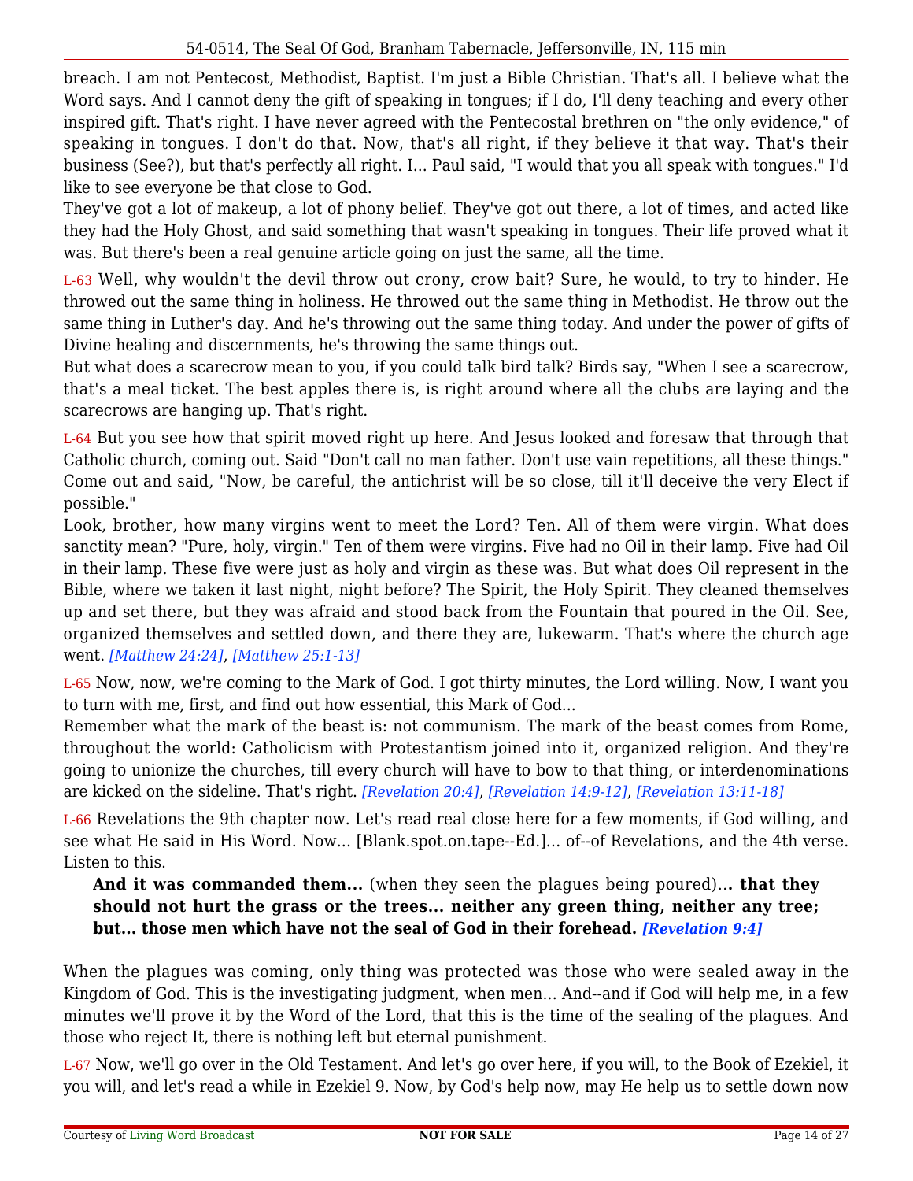breach. I am not Pentecost, Methodist, Baptist. I'm just a Bible Christian. That's all. I believe what the Word says. And I cannot deny the gift of speaking in tongues; if I do, I'll deny teaching and every other inspired gift. That's right. I have never agreed with the Pentecostal brethren on "the only evidence," of speaking in tongues. I don't do that. Now, that's all right, if they believe it that way. That's their business (See?), but that's perfectly all right. I... Paul said, "I would that you all speak with tongues." I'd like to see everyone be that close to God.

They've got a lot of makeup, a lot of phony belief. They've got out there, a lot of times, and acted like they had the Holy Ghost, and said something that wasn't speaking in tongues. Their life proved what it was. But there's been a real genuine article going on just the same, all the time.

L-63 Well, why wouldn't the devil throw out crony, crow bait? Sure, he would, to try to hinder. He throwed out the same thing in holiness. He throwed out the same thing in Methodist. He throw out the same thing in Luther's day. And he's throwing out the same thing today. And under the power of gifts of Divine healing and discernments, he's throwing the same things out.

But what does a scarecrow mean to you, if you could talk bird talk? Birds say, "When I see a scarecrow, that's a meal ticket. The best apples there is, is right around where all the clubs are laying and the scarecrows are hanging up. That's right.

L-64 But you see how that spirit moved right up here. And Jesus looked and foresaw that through that Catholic church, coming out. Said "Don't call no man father. Don't use vain repetitions, all these things." Come out and said, "Now, be careful, the antichrist will be so close, till it'll deceive the very Elect if possible."

Look, brother, how many virgins went to meet the Lord? Ten. All of them were virgin. What does sanctity mean? "Pure, holy, virgin." Ten of them were virgins. Five had no Oil in their lamp. Five had Oil in their lamp. These five were just as holy and virgin as these was. But what does Oil represent in the Bible, where we taken it last night, night before? The Spirit, the Holy Spirit. They cleaned themselves up and set there, but they was afraid and stood back from the Fountain that poured in the Oil. See, organized themselves and settled down, and there they are, lukewarm. That's where the church age went. *[Matthew 24:24]*, *[Matthew 25:1-13]*

L-65 Now, now, we're coming to the Mark of God. I got thirty minutes, the Lord willing. Now, I want you to turn with me, first, and find out how essential, this Mark of God...

Remember what the mark of the beast is: not communism. The mark of the beast comes from Rome, throughout the world: Catholicism with Protestantism joined into it, organized religion. And they're going to unionize the churches, till every church will have to bow to that thing, or interdenominations are kicked on the sideline. That's right. *[Revelation 20:4]*, *[Revelation 14:9-12]*, *[Revelation 13:11-18]*

L-66 Revelations the 9th chapter now. Let's read real close here for a few moments, if God willing, and see what He said in His Word. Now... [Blank.spot.on.tape--Ed.]... of--of Revelations, and the 4th verse. Listen to this.

> **And it was commanded them...** (when they seen the plagues being poured)**... that they should not hurt the grass or the trees... neither any green thing, neither any tree; but... those men which have not the seal of God in their forehead.** ***[Revelation 9:4]***

When the plagues was coming, only thing was protected was those who were sealed away in the Kingdom of God. This is the investigating judgment, when men... And--and if God will help me, in a few minutes we'll prove it by the Word of the Lord, that this is the time of the sealing of the plagues. And those who reject It, there is nothing left but eternal punishment.

L-67 Now, we'll go over in the Old Testament. And let's go over here, if you will, to the Book of Ezekiel, it you will, and let's read a while in Ezekiel 9. Now, by God's help now, may He help us to settle down now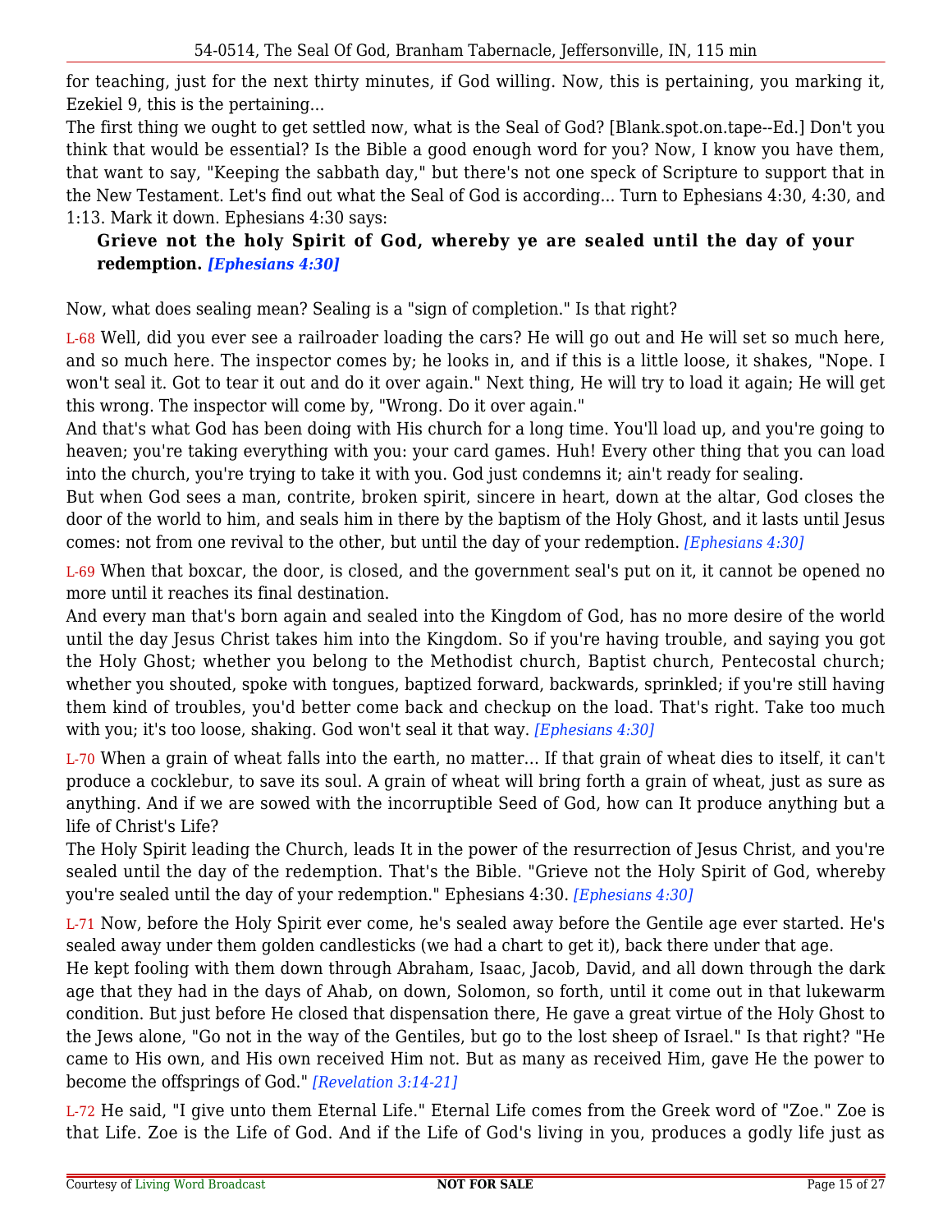for teaching, just for the next thirty minutes, if God willing. Now, this is pertaining, you marking it, Ezekiel 9, this is the pertaining...

The first thing we ought to get settled now, what is the Seal of God? [Blank.spot.on.tape--Ed.] Don't you think that would be essential? Is the Bible a good enough word for you? Now, I know you have them, that want to say, "Keeping the sabbath day," but there's not one speck of Scripture to support that in the New Testament. Let's find out what the Seal of God is according... Turn to Ephesians 4:30, 4:30, and 1:13. Mark it down. Ephesians 4:30 says:

> **Grieve not the holy Spirit of God, whereby ye are sealed until the day of your redemption.** ***[Ephesians 4:30]***

Now, what does sealing mean? Sealing is a "sign of completion." Is that right?

L-68 Well, did you ever see a railroader loading the cars? He will go out and He will set so much here, and so much here. The inspector comes by; he looks in, and if this is a little loose, it shakes, "Nope. I won't seal it. Got to tear it out and do it over again." Next thing, He will try to load it again; He will get this wrong. The inspector will come by, "Wrong. Do it over again."

And that's what God has been doing with His church for a long time. You'll load up, and you're going to heaven; you're taking everything with you: your card games. Huh! Every other thing that you can load into the church, you're trying to take it with you. God just condemns it; ain't ready for sealing.

But when God sees a man, contrite, broken spirit, sincere in heart, down at the altar, God closes the door of the world to him, and seals him in there by the baptism of the Holy Ghost, and it lasts until Jesus comes: not from one revival to the other, but until the day of your redemption. *[Ephesians 4:30]*

L-69 When that boxcar, the door, is closed, and the government seal's put on it, it cannot be opened no more until it reaches its final destination.

And every man that's born again and sealed into the Kingdom of God, has no more desire of the world until the day Jesus Christ takes him into the Kingdom. So if you're having trouble, and saying you got the Holy Ghost; whether you belong to the Methodist church, Baptist church, Pentecostal church; whether you shouted, spoke with tongues, baptized forward, backwards, sprinkled; if you're still having them kind of troubles, you'd better come back and checkup on the load. That's right. Take too much with you; it's too loose, shaking. God won't seal it that way. *[Ephesians 4:30]*

L-70 When a grain of wheat falls into the earth, no matter... If that grain of wheat dies to itself, it can't produce a cocklebur, to save its soul. A grain of wheat will bring forth a grain of wheat, just as sure as anything. And if we are sowed with the incorruptible Seed of God, how can It produce anything but a life of Christ's Life?

The Holy Spirit leading the Church, leads It in the power of the resurrection of Jesus Christ, and you're sealed until the day of the redemption. That's the Bible. "Grieve not the Holy Spirit of God, whereby you're sealed until the day of your redemption." Ephesians 4:30. *[Ephesians 4:30]*

L-71 Now, before the Holy Spirit ever come, he's sealed away before the Gentile age ever started. He's sealed away under them golden candlesticks (we had a chart to get it), back there under that age.

He kept fooling with them down through Abraham, Isaac, Jacob, David, and all down through the dark age that they had in the days of Ahab, on down, Solomon, so forth, until it come out in that lukewarm condition. But just before He closed that dispensation there, He gave a great virtue of the Holy Ghost to the Jews alone, "Go not in the way of the Gentiles, but go to the lost sheep of Israel." Is that right? "He came to His own, and His own received Him not. But as many as received Him, gave He the power to become the offsprings of God." *[Revelation 3:14-21]*

L-72 He said, "I give unto them Eternal Life." Eternal Life comes from the Greek word of "Zoe." Zoe is that Life. Zoe is the Life of God. And if the Life of God's living in you, produces a godly life just as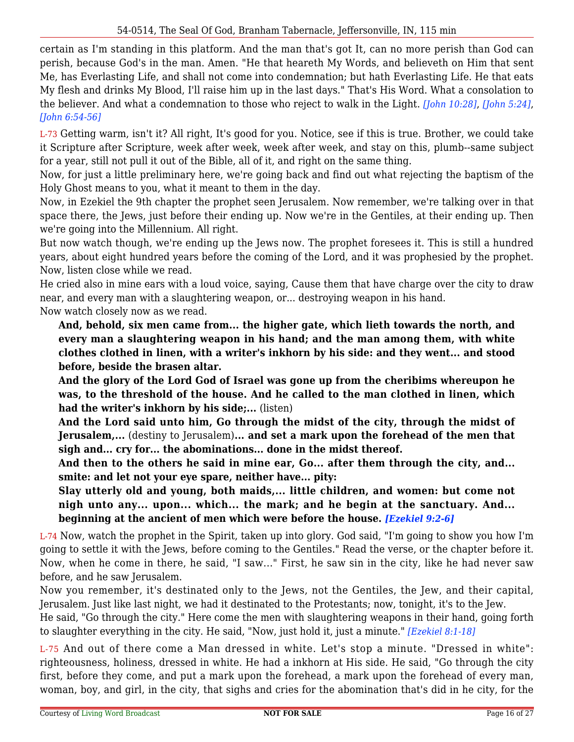certain as I'm standing in this platform. And the man that's got It, can no more perish than God can perish, because God's in the man. Amen. "He that heareth My Words, and believeth on Him that sent Me, has Everlasting Life, and shall not come into condemnation; but hath Everlasting Life. He that eats My flesh and drinks My Blood, I'll raise him up in the last days." That's His Word. What a consolation to the believer. And what a condemnation to those who reject to walk in the Light. *[John 10:28]*, *[John 5:24]*, *[John 6:54-56]*

L-73 Getting warm, isn't it? All right, It's good for you. Notice, see if this is true. Brother, we could take it Scripture after Scripture, week after week, week after week, and stay on this, plumb--same subject for a year, still not pull it out of the Bible, all of it, and right on the same thing.

Now, for just a little preliminary here, we're going back and find out what rejecting the baptism of the Holy Ghost means to you, what it meant to them in the day.

Now, in Ezekiel the 9th chapter the prophet seen Jerusalem. Now remember, we're talking over in that space there, the Jews, just before their ending up. Now we're in the Gentiles, at their ending up. Then we're going into the Millennium. All right.

But now watch though, we're ending up the Jews now. The prophet foresees it. This is still a hundred years, about eight hundred years before the coming of the Lord, and it was prophesied by the prophet. Now, listen close while we read.

He cried also in mine ears with a loud voice, saying, Cause them that have charge over the city to draw near, and every man with a slaughtering weapon, or... destroying weapon in his hand.

Now watch closely now as we read.

> **And, behold, six men came from... the higher gate, which lieth towards the north, and every man a slaughtering weapon in his hand; and the man among them, with white clothes clothed in linen, with a writer's inkhorn by his side: and they went... and stood before, beside the brasen altar.**
>
> **And the glory of the Lord God of Israel was gone up from the cheribims whereupon he was, to the threshold of the house. And he called to the man clothed in linen, which had the writer's inkhorn by his side;...** (listen)
>
> **And the Lord said unto him, Go through the midst of the city, through the midst of Jerusalem,...** (destiny to Jerusalem)**... and set a mark upon the forehead of the men that sigh and... cry for... the abominations... done in the midst thereof.**
>
> **And then to the others he said in mine ear, Go... after them through the city, and... smite: and let not your eye spare, neither have... pity:**
>
> **Slay utterly old and young, both maids,... little children, and women: but come not nigh unto any... upon... which... the mark; and he begin at the sanctuary. And... beginning at the ancient of men which were before the house.** ***[Ezekiel 9:2-6]***

L-74 Now, watch the prophet in the Spirit, taken up into glory. God said, "I'm going to show you how I'm going to settle it with the Jews, before coming to the Gentiles." Read the verse, or the chapter before it. Now, when he come in there, he said, "I saw..." First, he saw sin in the city, like he had never saw before, and he saw Jerusalem.

Now you remember, it's destinated only to the Jews, not the Gentiles, the Jew, and their capital, Jerusalem. Just like last night, we had it destinated to the Protestants; now, tonight, it's to the Jew.

He said, "Go through the city." Here come the men with slaughtering weapons in their hand, going forth to slaughter everything in the city. He said, "Now, just hold it, just a minute." *[Ezekiel 8:1-18]*

L-75 And out of there come a Man dressed in white. Let's stop a minute. "Dressed in white": righteousness, holiness, dressed in white. He had a inkhorn at His side. He said, "Go through the city first, before they come, and put a mark upon the forehead, a mark upon the forehead of every man, woman, boy, and girl, in the city, that sighs and cries for the abomination that's did in he city, for the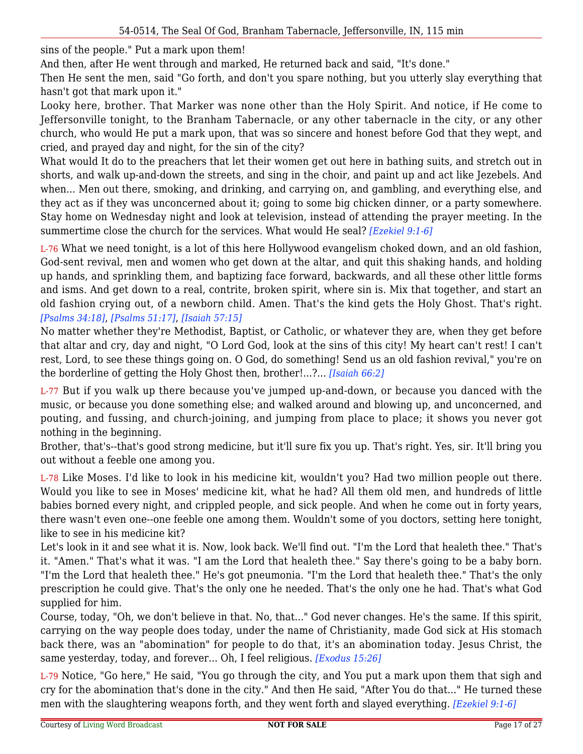sins of the people." Put a mark upon them!

And then, after He went through and marked, He returned back and said, "It's done."

Then He sent the men, said "Go forth, and don't you spare nothing, but you utterly slay everything that hasn't got that mark upon it."

Looky here, brother. That Marker was none other than the Holy Spirit. And notice, if He come to Jeffersonville tonight, to the Branham Tabernacle, or any other tabernacle in the city, or any other church, who would He put a mark upon, that was so sincere and honest before God that they wept, and cried, and prayed day and night, for the sin of the city?

What would It do to the preachers that let their women get out here in bathing suits, and stretch out in shorts, and walk up-and-down the streets, and sing in the choir, and paint up and act like Jezebels. And when... Men out there, smoking, and drinking, and carrying on, and gambling, and everything else, and they act as if they was unconcerned about it; going to some big chicken dinner, or a party somewhere. Stay home on Wednesday night and look at television, instead of attending the prayer meeting. In the summertime close the church for the services. What would He seal? *[Ezekiel 9:1-6]*

L-76 What we need tonight, is a lot of this here Hollywood evangelism choked down, and an old fashion, God-sent revival, men and women who get down at the altar, and quit this shaking hands, and holding up hands, and sprinkling them, and baptizing face forward, backwards, and all these other little forms and isms. And get down to a real, contrite, broken spirit, where sin is. Mix that together, and start an old fashion crying out, of a newborn child. Amen. That's the kind gets the Holy Ghost. That's right. *[Psalms 34:18]*, *[Psalms 51:17]*, *[Isaiah 57:15]*

No matter whether they're Methodist, Baptist, or Catholic, or whatever they are, when they get before that altar and cry, day and night, "O Lord God, look at the sins of this city! My heart can't rest! I can't rest, Lord, to see these things going on. O God, do something! Send us an old fashion revival," you're on the borderline of getting the Holy Ghost then, brother!...?... *[Isaiah 66:2]*

L-77 But if you walk up there because you've jumped up-and-down, or because you danced with the music, or because you done something else; and walked around and blowing up, and unconcerned, and pouting, and fussing, and church-joining, and jumping from place to place; it shows you never got nothing in the beginning.

Brother, that's--that's good strong medicine, but it'll sure fix you up. That's right. Yes, sir. It'll bring you out without a feeble one among you.

L-78 Like Moses. I'd like to look in his medicine kit, wouldn't you? Had two million people out there. Would you like to see in Moses' medicine kit, what he had? All them old men, and hundreds of little babies borned every night, and crippled people, and sick people. And when he come out in forty years, there wasn't even one--one feeble one among them. Wouldn't some of you doctors, setting here tonight, like to see in his medicine kit?

Let's look in it and see what it is. Now, look back. We'll find out. "I'm the Lord that healeth thee." That's it. "Amen." That's what it was. "I am the Lord that healeth thee." Say there's going to be a baby born. "I'm the Lord that healeth thee." He's got pneumonia. "I'm the Lord that healeth thee." That's the only prescription he could give. That's the only one he needed. That's the only one he had. That's what God supplied for him.

Course, today, "Oh, we don't believe in that. No, that..." God never changes. He's the same. If this spirit, carrying on the way people does today, under the name of Christianity, made God sick at His stomach back there, was an "abomination" for people to do that, it's an abomination today. Jesus Christ, the same yesterday, today, and forever... Oh, I feel religious. *[Exodus 15:26]*

L-79 Notice, "Go here," He said, "You go through the city, and You put a mark upon them that sigh and cry for the abomination that's done in the city." And then He said, "After You do that..." He turned these men with the slaughtering weapons forth, and they went forth and slayed everything. *[Ezekiel 9:1-6]*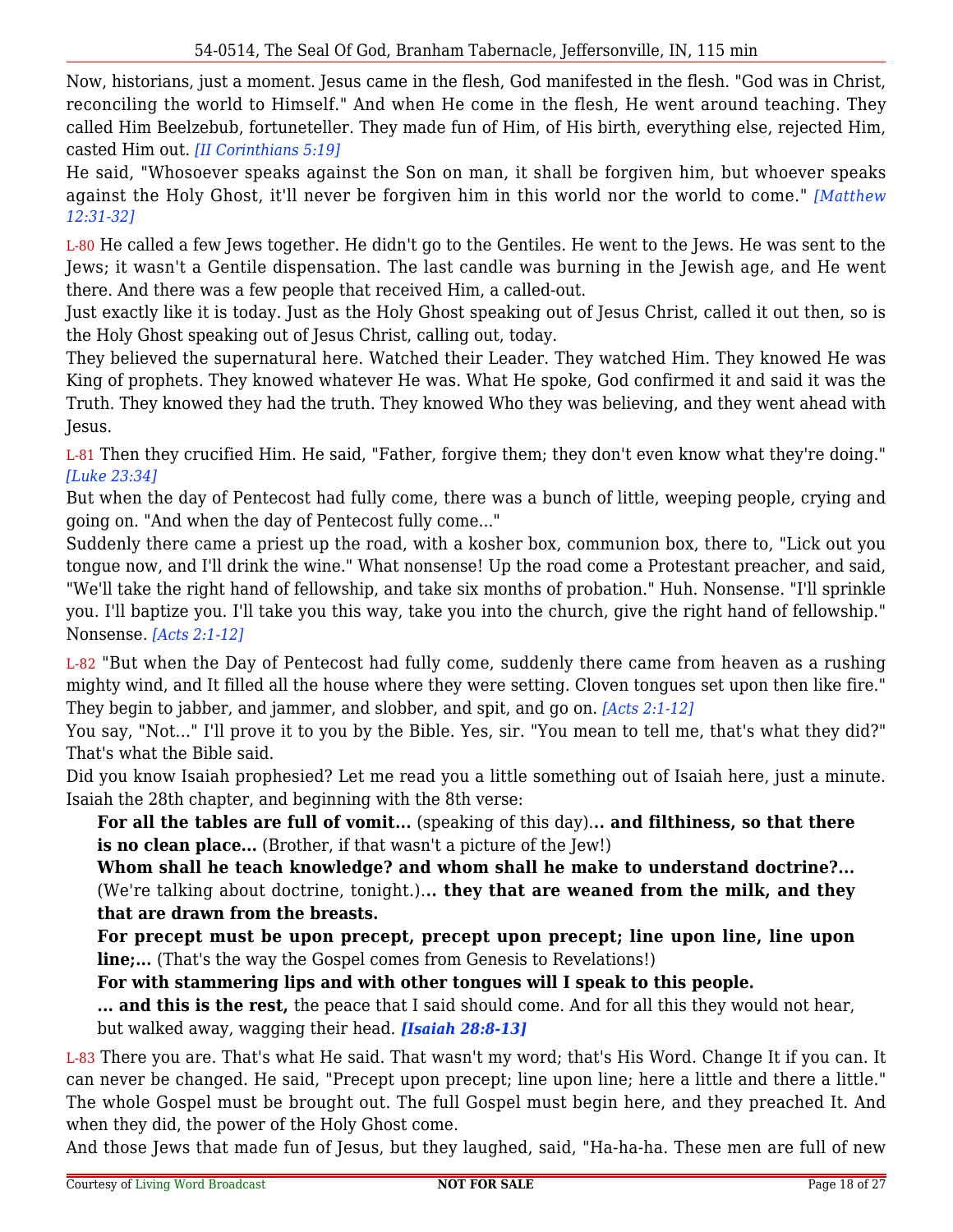Now, historians, just a moment. Jesus came in the flesh, God manifested in the flesh. "God was in Christ, reconciling the world to Himself." And when He come in the flesh, He went around teaching. They called Him Beelzebub, fortuneteller. They made fun of Him, of His birth, everything else, rejected Him, casted Him out. *[II Corinthians 5:19]*

He said, "Whosoever speaks against the Son on man, it shall be forgiven him, but whoever speaks against the Holy Ghost, it'll never be forgiven him in this world nor the world to come." *[Matthew 12:31-32]*

L-80 He called a few Jews together. He didn't go to the Gentiles. He went to the Jews. He was sent to the Jews; it wasn't a Gentile dispensation. The last candle was burning in the Jewish age, and He went there. And there was a few people that received Him, a called-out.

Just exactly like it is today. Just as the Holy Ghost speaking out of Jesus Christ, called it out then, so is the Holy Ghost speaking out of Jesus Christ, calling out, today.

They believed the supernatural here. Watched their Leader. They watched Him. They knowed He was King of prophets. They knowed whatever He was. What He spoke, God confirmed it and said it was the Truth. They knowed they had the truth. They knowed Who they was believing, and they went ahead with Jesus.

L-81 Then they crucified Him. He said, "Father, forgive them; they don't even know what they're doing." *[Luke 23:34]*

But when the day of Pentecost had fully come, there was a bunch of little, weeping people, crying and going on. "And when the day of Pentecost fully come..."

Suddenly there came a priest up the road, with a kosher box, communion box, there to, "Lick out you tongue now, and I'll drink the wine." What nonsense! Up the road come a Protestant preacher, and said, "We'll take the right hand of fellowship, and take six months of probation." Huh. Nonsense. "I'll sprinkle you. I'll baptize you. I'll take you this way, take you into the church, give the right hand of fellowship." Nonsense. *[Acts 2:1-12]*

L-82 "But when the Day of Pentecost had fully come, suddenly there came from heaven as a rushing mighty wind, and It filled all the house where they were setting. Cloven tongues set upon then like fire." They begin to jabber, and jammer, and slobber, and spit, and go on. *[Acts 2:1-12]*

You say, "Not..." I'll prove it to you by the Bible. Yes, sir. "You mean to tell me, that's what they did?" That's what the Bible said.

Did you know Isaiah prophesied? Let me read you a little something out of Isaiah here, just a minute. Isaiah the 28th chapter, and beginning with the 8th verse:

> **For all the tables are full of vomit...** (speaking of this day)**... and filthiness, so that there is no clean place...** (Brother, if that wasn't a picture of the Jew!)
>
> **Whom shall he teach knowledge? and whom shall he make to understand doctrine?...** (We're talking about doctrine, tonight.)**... they that are weaned from the milk, and they that are drawn from the breasts.**
>
> **For precept must be upon precept, precept upon precept; line upon line, line upon line;...** (That's the way the Gospel comes from Genesis to Revelations!)
>
> **For with stammering lips and with other tongues will I speak to this people.**
>
> **... and this is the rest,** the peace that I said should come. And for all this they would not hear, but walked away, wagging their head. ***[Isaiah 28:8-13]***

L-83 There you are. That's what He said. That wasn't my word; that's His Word. Change It if you can. It can never be changed. He said, "Precept upon precept; line upon line; here a little and there a little." The whole Gospel must be brought out. The full Gospel must begin here, and they preached It. And when they did, the power of the Holy Ghost come.

And those Jews that made fun of Jesus, but they laughed, said, "Ha-ha-ha. These men are full of new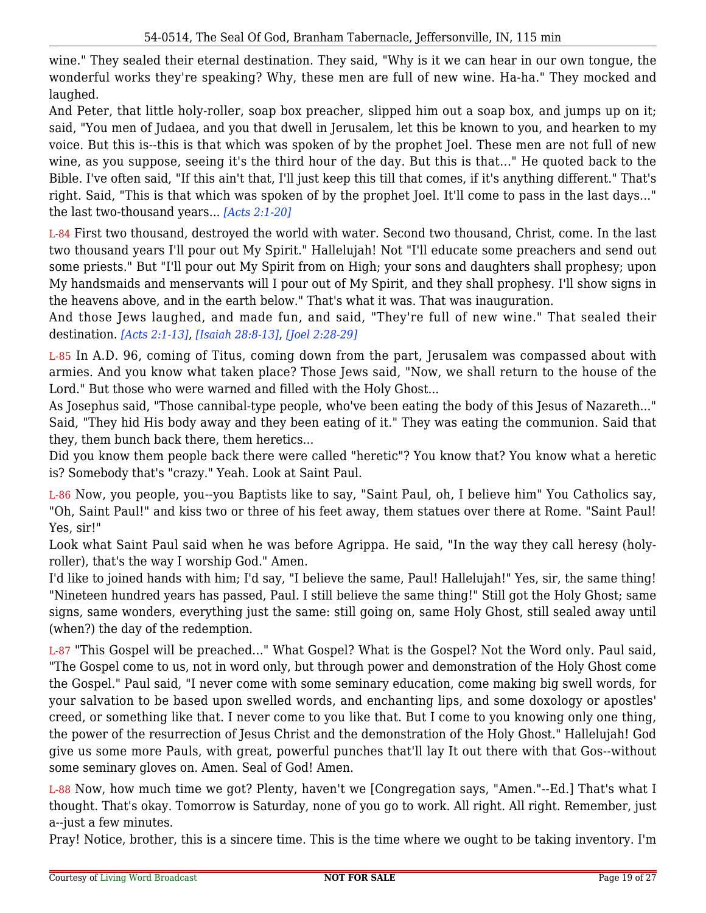wine." They sealed their eternal destination. They said, "Why is it we can hear in our own tongue, the wonderful works they're speaking? Why, these men are full of new wine. Ha-ha." They mocked and laughed.

And Peter, that little holy-roller, soap box preacher, slipped him out a soap box, and jumps up on it; said, "You men of Judaea, and you that dwell in Jerusalem, let this be known to you, and hearken to my voice. But this is--this is that which was spoken of by the prophet Joel. These men are not full of new wine, as you suppose, seeing it's the third hour of the day. But this is that..." He quoted back to the Bible. I've often said, "If this ain't that, I'll just keep this till that comes, if it's anything different." That's right. Said, "This is that which was spoken of by the prophet Joel. It'll come to pass in the last days..." the last two-thousand years... *[Acts 2:1-20]*

L-84 First two thousand, destroyed the world with water. Second two thousand, Christ, come. In the last two thousand years I'll pour out My Spirit." Hallelujah! Not "I'll educate some preachers and send out some priests." But "I'll pour out My Spirit from on High; your sons and daughters shall prophesy; upon My handsmaids and menservants will I pour out of My Spirit, and they shall prophesy. I'll show signs in the heavens above, and in the earth below." That's what it was. That was inauguration.

And those Jews laughed, and made fun, and said, "They're full of new wine." That sealed their destination. *[Acts 2:1-13]*, *[Isaiah 28:8-13]*, *[Joel 2:28-29]*

L-85 In A.D. 96, coming of Titus, coming down from the part, Jerusalem was compassed about with armies. And you know what taken place? Those Jews said, "Now, we shall return to the house of the Lord." But those who were warned and filled with the Holy Ghost...

As Josephus said, "Those cannibal-type people, who've been eating the body of this Jesus of Nazareth..." Said, "They hid His body away and they been eating of it." They was eating the communion. Said that they, them bunch back there, them heretics...

Did you know them people back there were called "heretic"? You know that? You know what a heretic is? Somebody that's "crazy." Yeah. Look at Saint Paul.

L-86 Now, you people, you--you Baptists like to say, "Saint Paul, oh, I believe him" You Catholics say, "Oh, Saint Paul!" and kiss two or three of his feet away, them statues over there at Rome. "Saint Paul! Yes, sir!"

Look what Saint Paul said when he was before Agrippa. He said, "In the way they call heresy (holy-roller), that's the way I worship God." Amen.

I'd like to joined hands with him; I'd say, "I believe the same, Paul! Hallelujah!" Yes, sir, the same thing! "Nineteen hundred years has passed, Paul. I still believe the same thing!" Still got the Holy Ghost; same signs, same wonders, everything just the same: still going on, same Holy Ghost, still sealed away until (when?) the day of the redemption.

L-87 "This Gospel will be preached..." What Gospel? What is the Gospel? Not the Word only. Paul said, "The Gospel come to us, not in word only, but through power and demonstration of the Holy Ghost come the Gospel." Paul said, "I never come with some seminary education, come making big swell words, for your salvation to be based upon swelled words, and enchanting lips, and some doxology or apostles' creed, or something like that. I never come to you like that. But I come to you knowing only one thing, the power of the resurrection of Jesus Christ and the demonstration of the Holy Ghost." Hallelujah! God give us some more Pauls, with great, powerful punches that'll lay It out there with that Gos--without some seminary gloves on. Amen. Seal of God! Amen.

L-88 Now, how much time we got? Plenty, haven't we [Congregation says, "Amen."--Ed.] That's what I thought. That's okay. Tomorrow is Saturday, none of you go to work. All right. All right. Remember, just a--just a few minutes.

Pray! Notice, brother, this is a sincere time. This is the time where we ought to be taking inventory. I'm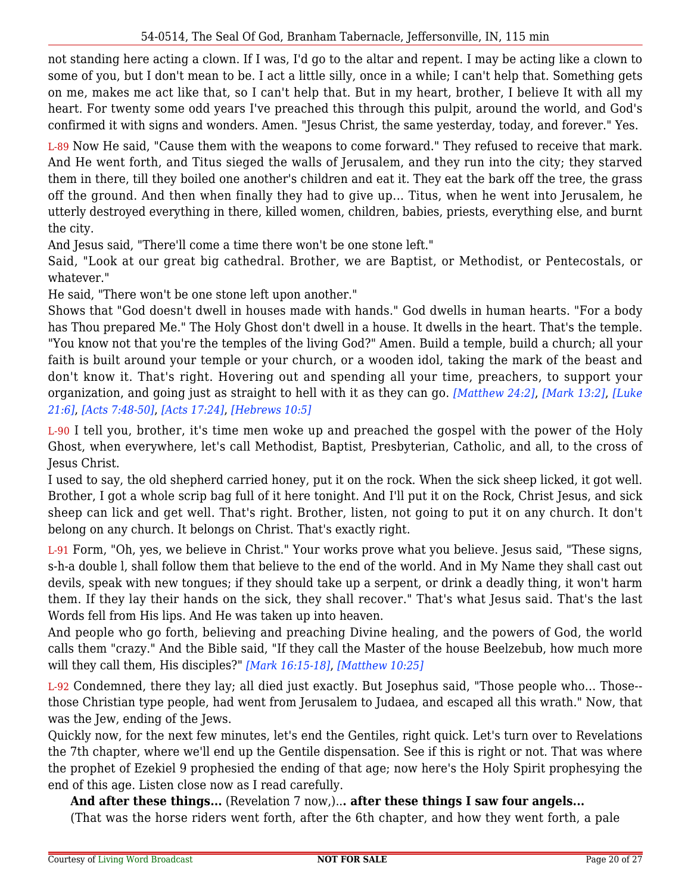not standing here acting a clown. If I was, I'd go to the altar and repent. I may be acting like a clown to some of you, but I don't mean to be. I act a little silly, once in a while; I can't help that. Something gets on me, makes me act like that, so I can't help that. But in my heart, brother, I believe It with all my heart. For twenty some odd years I've preached this through this pulpit, around the world, and God's confirmed it with signs and wonders. Amen. "Jesus Christ, the same yesterday, today, and forever." Yes.

L-89 Now He said, "Cause them with the weapons to come forward." They refused to receive that mark. And He went forth, and Titus sieged the walls of Jerusalem, and they run into the city; they starved them in there, till they boiled one another's children and eat it. They eat the bark off the tree, the grass off the ground. And then when finally they had to give up... Titus, when he went into Jerusalem, he utterly destroyed everything in there, killed women, children, babies, priests, everything else, and burnt the city.

And Jesus said, "There'll come a time there won't be one stone left."

Said, "Look at our great big cathedral. Brother, we are Baptist, or Methodist, or Pentecostals, or whatever."

He said, "There won't be one stone left upon another."

Shows that "God doesn't dwell in houses made with hands." God dwells in human hearts. "For a body has Thou prepared Me." The Holy Ghost don't dwell in a house. It dwells in the heart. That's the temple. "You know not that you're the temples of the living God?" Amen. Build a temple, build a church; all your faith is built around your temple or your church, or a wooden idol, taking the mark of the beast and don't know it. That's right. Hovering out and spending all your time, preachers, to support your organization, and going just as straight to hell with it as they can go. *[Matthew 24:2]*, *[Mark 13:2]*, *[Luke 21:6]*, *[Acts 7:48-50]*, *[Acts 17:24]*, *[Hebrews 10:5]*

L-90 I tell you, brother, it's time men woke up and preached the gospel with the power of the Holy Ghost, when everywhere, let's call Methodist, Baptist, Presbyterian, Catholic, and all, to the cross of Jesus Christ.

I used to say, the old shepherd carried honey, put it on the rock. When the sick sheep licked, it got well. Brother, I got a whole scrip bag full of it here tonight. And I'll put it on the Rock, Christ Jesus, and sick sheep can lick and get well. That's right. Brother, listen, not going to put it on any church. It don't belong on any church. It belongs on Christ. That's exactly right.

L-91 Form, "Oh, yes, we believe in Christ." Your works prove what you believe. Jesus said, "These signs, s-h-a double l, shall follow them that believe to the end of the world. And in My Name they shall cast out devils, speak with new tongues; if they should take up a serpent, or drink a deadly thing, it won't harm them. If they lay their hands on the sick, they shall recover." That's what Jesus said. That's the last Words fell from His lips. And He was taken up into heaven.

And people who go forth, believing and preaching Divine healing, and the powers of God, the world calls them "crazy." And the Bible said, "If they call the Master of the house Beelzebub, how much more will they call them, His disciples?" *[Mark 16:15-18]*, *[Matthew 10:25]*

L-92 Condemned, there they lay; all died just exactly. But Josephus said, "Those people who... Those--those Christian type people, had went from Jerusalem to Judaea, and escaped all this wrath." Now, that was the Jew, ending of the Jews.

Quickly now, for the next few minutes, let's end the Gentiles, right quick. Let's turn over to Revelations the 7th chapter, where we'll end up the Gentile dispensation. See if this is right or not. That was where the prophet of Ezekiel 9 prophesied the ending of that age; now here's the Holy Spirit prophesying the end of this age. Listen close now as I read carefully.

**And after these things...** (Revelation 7 now,)**... after these things I saw four angels...**

(That was the horse riders went forth, after the 6th chapter, and how they went forth, a pale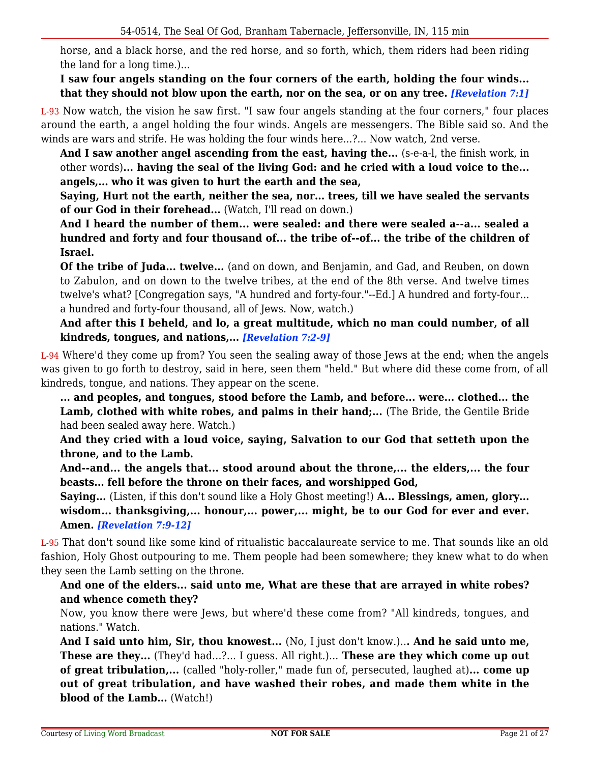horse, and a black horse, and the red horse, and so forth, which, them riders had been riding the land for a long time.)...

**I saw four angels standing on the four corners of the earth, holding the four winds... that they should not blow upon the earth, nor on the sea, or on any tree.** ***[Revelation 7:1]***

L-93 Now watch, the vision he saw first. "I saw four angels standing at the four corners," four places around the earth, a angel holding the four winds. Angels are messengers. The Bible said so. And the winds are wars and strife. He was holding the four winds here...?... Now watch, 2nd verse.

**And I saw another angel ascending from the east, having the...** (s-e-a-l, the finish work, in other words)**... having the seal of the living God: and he cried with a loud voice to the... angels,... who it was given to hurt the earth and the sea,**

**Saying, Hurt not the earth, neither the sea, nor... trees, till we have sealed the servants of our God in their forehead...** (Watch, I'll read on down.)

**And I heard the number of them... were sealed: and there were sealed a--a... sealed a hundred and forty and four thousand of... the tribe of--of... the tribe of the children of Israel.**

**Of the tribe of Juda... twelve...** (and on down, and Benjamin, and Gad, and Reuben, on down to Zabulon, and on down to the twelve tribes, at the end of the 8th verse. And twelve times twelve's what? [Congregation says, "A hundred and forty-four."--Ed.] A hundred and forty-four... a hundred and forty-four thousand, all of Jews. Now, watch.)

**And after this I beheld, and lo, a great multitude, which no man could number, of all kindreds, tongues, and nations,...** ***[Revelation 7:2-9]***

L-94 Where'd they come up from? You seen the sealing away of those Jews at the end; when the angels was given to go forth to destroy, said in here, seen them "held." But where did these come from, of all kindreds, tongue, and nations. They appear on the scene.

**... and peoples, and tongues, stood before the Lamb, and before... were... clothed... the Lamb, clothed with white robes, and palms in their hand;...** (The Bride, the Gentile Bride had been sealed away here. Watch.)

**And they cried with a loud voice, saying, Salvation to our God that setteth upon the throne, and to the Lamb.**

**And--and... the angels that... stood around about the throne,... the elders,... the four beasts... fell before the throne on their faces, and worshipped God,**

**Saying...** (Listen, if this don't sound like a Holy Ghost meeting!) **A... Blessings, amen, glory... wisdom... thanksgiving,... honour,... power,... might, be to our God for ever and ever. Amen.** ***[Revelation 7:9-12]***

L-95 That don't sound like some kind of ritualistic baccalaureate service to me. That sounds like an old fashion, Holy Ghost outpouring to me. Them people had been somewhere; they knew what to do when they seen the Lamb setting on the throne.

**And one of the elders... said unto me, What are these that are arrayed in white robes? and whence cometh they?**

Now, you know there were Jews, but where'd these come from? "All kindreds, tongues, and nations." Watch.

**And I said unto him, Sir, thou knowest...** (No, I just don't know.)**... And he said unto me, These are they...** (They'd had...?... I guess. All right.)... **These are they which come up out of great tribulation,...** (called "holy-roller," made fun of, persecuted, laughed at)**... come up out of great tribulation, and have washed their robes, and made them white in the blood of the Lamb...** (Watch!)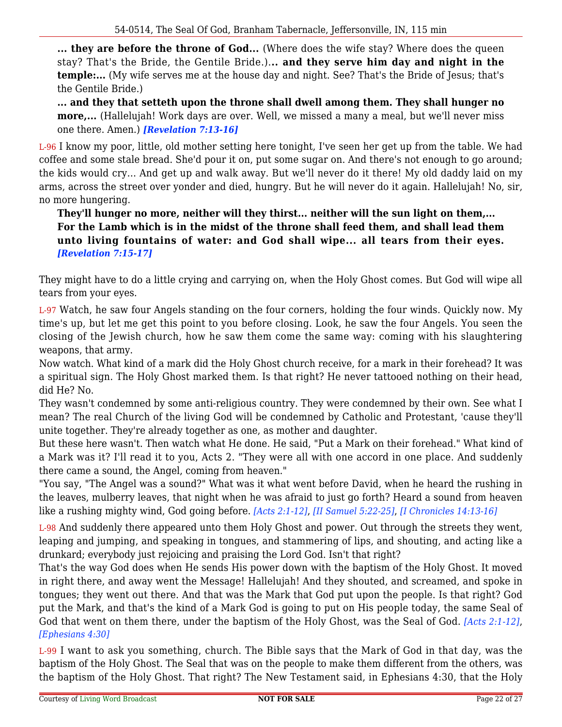**... they are before the throne of God...** (Where does the wife stay? Where does the queen stay? That's the Bride, the Gentile Bride.)**.. and they serve him day and night in the temple:...** (My wife serves me at the house day and night. See? That's the Bride of Jesus; that's the Gentile Bride.)

**... and they that setteth upon the throne shall dwell among them. They shall hunger no more,...** (Hallelujah! Work days are over. Well, we missed a many a meal, but we'll never miss one there. Amen.) ***[Revelation 7:13-16]***

L-96 I know my poor, little, old mother setting here tonight, I've seen her get up from the table. We had coffee and some stale bread. She'd pour it on, put some sugar on. And there's not enough to go around; the kids would cry... And get up and walk away. But we'll never do it there! My old daddy laid on my arms, across the street over yonder and died, hungry. But he will never do it again. Hallelujah! No, sir, no more hungering.

**They'll hunger no more, neither will they thirst... neither will the sun light on them,... For the Lamb which is in the midst of the throne shall feed them, and shall lead them unto living fountains of water: and God shall wipe... all tears from their eyes.** ***[Revelation 7:15-17]***

They might have to do a little crying and carrying on, when the Holy Ghost comes. But God will wipe all tears from your eyes.

L-97 Watch, he saw four Angels standing on the four corners, holding the four winds. Quickly now. My time's up, but let me get this point to you before closing. Look, he saw the four Angels. You seen the closing of the Jewish church, how he saw them come the same way: coming with his slaughtering weapons, that army.

Now watch. What kind of a mark did the Holy Ghost church receive, for a mark in their forehead? It was a spiritual sign. The Holy Ghost marked them. Is that right? He never tattooed nothing on their head, did He? No.

They wasn't condemned by some anti-religious country. They were condemned by their own. See what I mean? The real Church of the living God will be condemned by Catholic and Protestant, 'cause they'll unite together. They're already together as one, as mother and daughter.

But these here wasn't. Then watch what He done. He said, "Put a Mark on their forehead." What kind of a Mark was it? I'll read it to you, Acts 2. "They were all with one accord in one place. And suddenly there came a sound, the Angel, coming from heaven."

"You say, "The Angel was a sound?" What was it what went before David, when he heard the rushing in the leaves, mulberry leaves, that night when he was afraid to just go forth? Heard a sound from heaven like a rushing mighty wind, God going before. *[Acts 2:1-12]*, *[II Samuel 5:22-25]*, *[I Chronicles 14:13-16]*

L-98 And suddenly there appeared unto them Holy Ghost and power. Out through the streets they went, leaping and jumping, and speaking in tongues, and stammering of lips, and shouting, and acting like a drunkard; everybody just rejoicing and praising the Lord God. Isn't that right?

That's the way God does when He sends His power down with the baptism of the Holy Ghost. It moved in right there, and away went the Message! Hallelujah! And they shouted, and screamed, and spoke in tongues; they went out there. And that was the Mark that God put upon the people. Is that right? God put the Mark, and that's the kind of a Mark God is going to put on His people today, the same Seal of God that went on them there, under the baptism of the Holy Ghost, was the Seal of God. *[Acts 2:1-12]*, *[Ephesians 4:30]*

L-99 I want to ask you something, church. The Bible says that the Mark of God in that day, was the baptism of the Holy Ghost. The Seal that was on the people to make them different from the others, was the baptism of the Holy Ghost. That right? The New Testament said, in Ephesians 4:30, that the Holy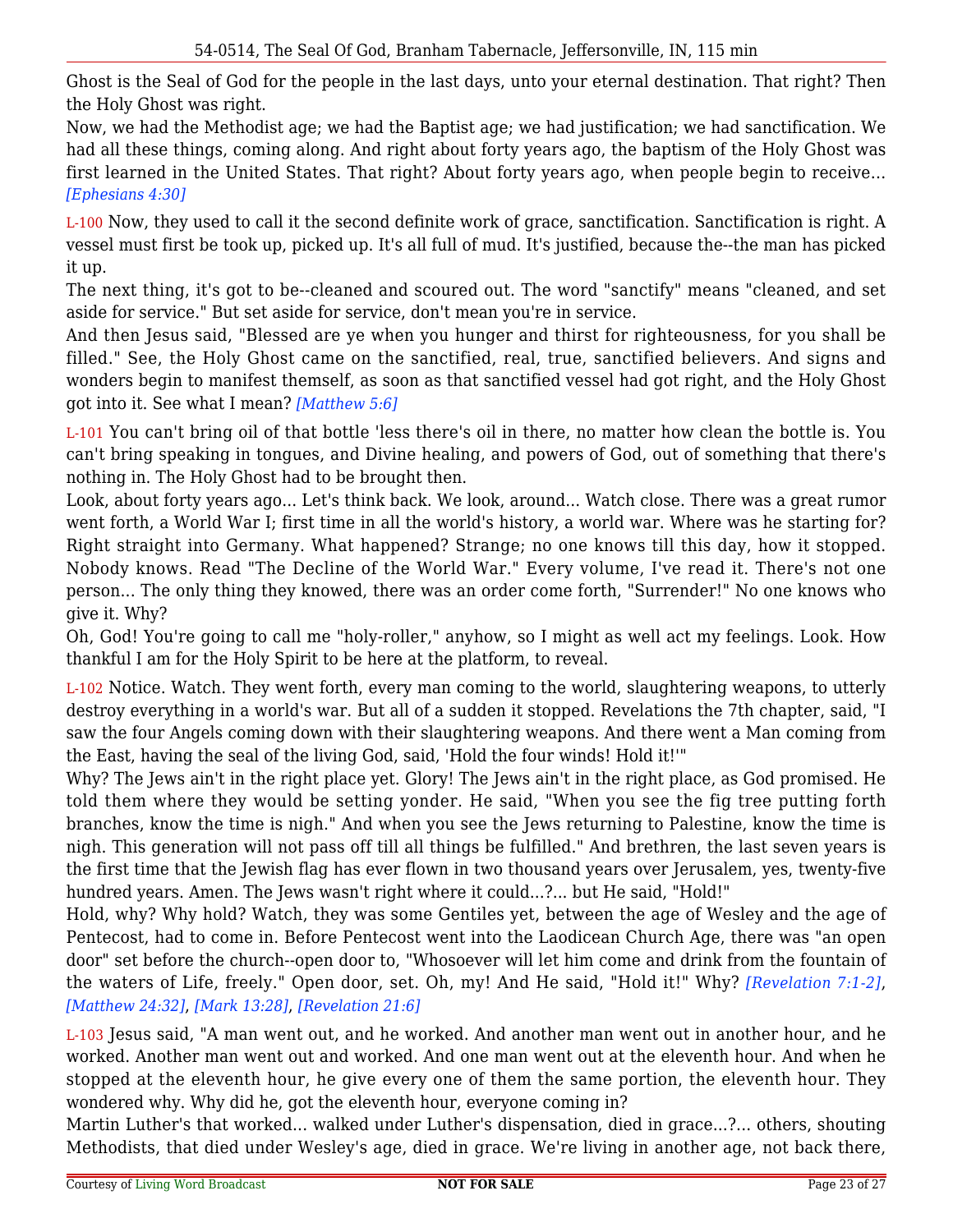Ghost is the Seal of God for the people in the last days, unto your eternal destination. That right? Then the Holy Ghost was right.

Now, we had the Methodist age; we had the Baptist age; we had justification; we had sanctification. We had all these things, coming along. And right about forty years ago, the baptism of the Holy Ghost was first learned in the United States. That right? About forty years ago, when people begin to receive... *[Ephesians 4:30]*

L-100 Now, they used to call it the second definite work of grace, sanctification. Sanctification is right. A vessel must first be took up, picked up. It's all full of mud. It's justified, because the--the man has picked it up.

The next thing, it's got to be--cleaned and scoured out. The word "sanctify" means "cleaned, and set aside for service." But set aside for service, don't mean you're in service.

And then Jesus said, "Blessed are ye when you hunger and thirst for righteousness, for you shall be filled." See, the Holy Ghost came on the sanctified, real, true, sanctified believers. And signs and wonders begin to manifest themself, as soon as that sanctified vessel had got right, and the Holy Ghost got into it. See what I mean? *[Matthew 5:6]*

L-101 You can't bring oil of that bottle 'less there's oil in there, no matter how clean the bottle is. You can't bring speaking in tongues, and Divine healing, and powers of God, out of something that there's nothing in. The Holy Ghost had to be brought then.

Look, about forty years ago... Let's think back. We look, around... Watch close. There was a great rumor went forth, a World War I; first time in all the world's history, a world war. Where was he starting for? Right straight into Germany. What happened? Strange; no one knows till this day, how it stopped. Nobody knows. Read "The Decline of the World War." Every volume, I've read it. There's not one person... The only thing they knowed, there was an order come forth, "Surrender!" No one knows who give it. Why?

Oh, God! You're going to call me "holy-roller," anyhow, so I might as well act my feelings. Look. How thankful I am for the Holy Spirit to be here at the platform, to reveal.

L-102 Notice. Watch. They went forth, every man coming to the world, slaughtering weapons, to utterly destroy everything in a world's war. But all of a sudden it stopped. Revelations the 7th chapter, said, "I saw the four Angels coming down with their slaughtering weapons. And there went a Man coming from the East, having the seal of the living God, said, 'Hold the four winds! Hold it!'"

Why? The Jews ain't in the right place yet. Glory! The Jews ain't in the right place, as God promised. He told them where they would be setting yonder. He said, "When you see the fig tree putting forth branches, know the time is nigh." And when you see the Jews returning to Palestine, know the time is nigh. This generation will not pass off till all things be fulfilled." And brethren, the last seven years is the first time that the Jewish flag has ever flown in two thousand years over Jerusalem, yes, twenty-five hundred years. Amen. The Jews wasn't right where it could...?... but He said, "Hold!"

Hold, why? Why hold? Watch, they was some Gentiles yet, between the age of Wesley and the age of Pentecost, had to come in. Before Pentecost went into the Laodicean Church Age, there was "an open door" set before the church--open door to, "Whosoever will let him come and drink from the fountain of the waters of Life, freely." Open door, set. Oh, my! And He said, "Hold it!" Why? *[Revelation 7:1-2]*, *[Matthew 24:32]*, *[Mark 13:28]*, *[Revelation 21:6]*

L-103 Jesus said, "A man went out, and he worked. And another man went out in another hour, and he worked. Another man went out and worked. And one man went out at the eleventh hour. And when he stopped at the eleventh hour, he give every one of them the same portion, the eleventh hour. They wondered why. Why did he, got the eleventh hour, everyone coming in?

Martin Luther's that worked... walked under Luther's dispensation, died in grace...?... others, shouting Methodists, that died under Wesley's age, died in grace. We're living in another age, not back there,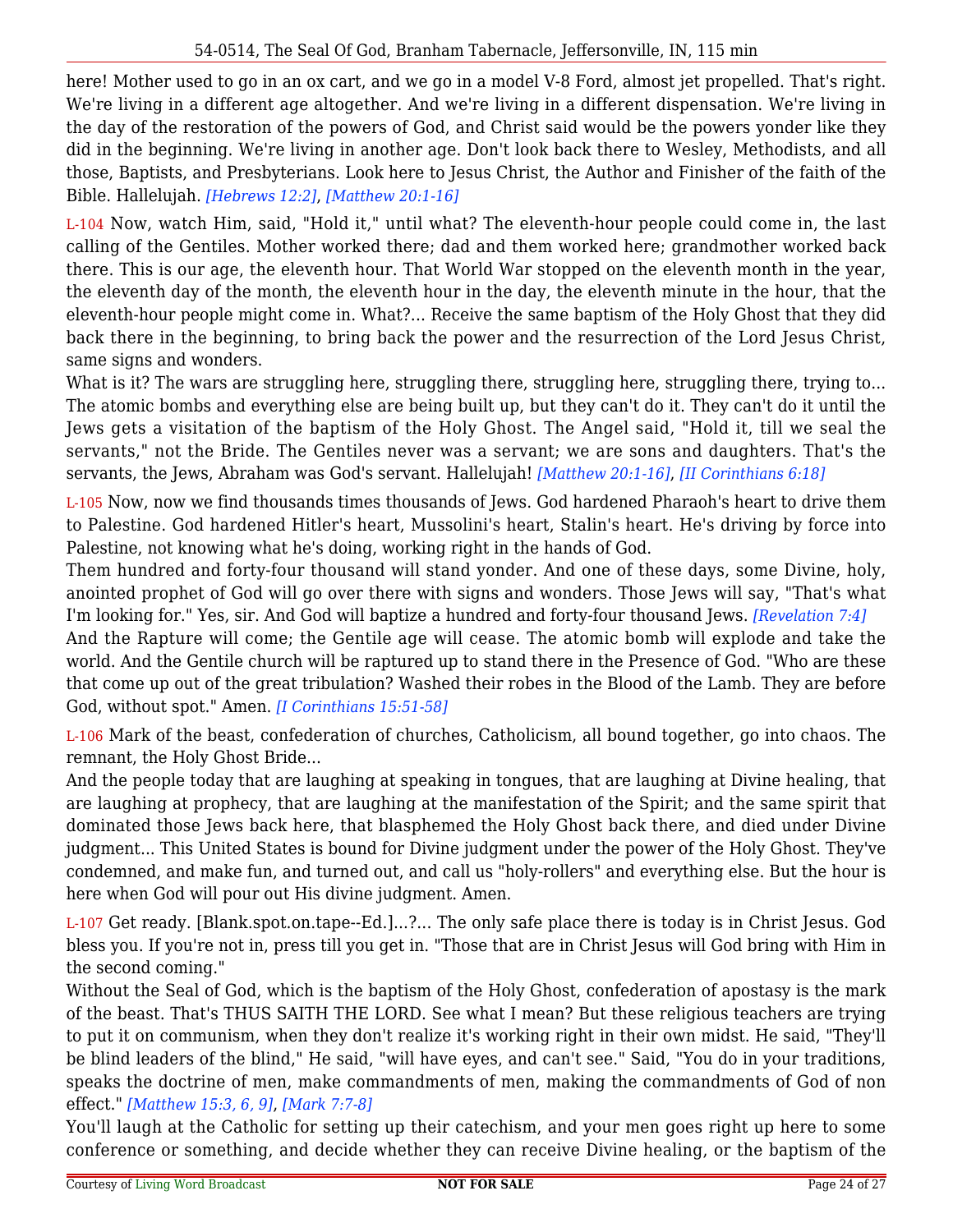here! Mother used to go in an ox cart, and we go in a model V-8 Ford, almost jet propelled. That's right. We're living in a different age altogether. And we're living in a different dispensation. We're living in the day of the restoration of the powers of God, and Christ said would be the powers yonder like they did in the beginning. We're living in another age. Don't look back there to Wesley, Methodists, and all those, Baptists, and Presbyterians. Look here to Jesus Christ, the Author and Finisher of the faith of the Bible. Hallelujah. *[Hebrews 12:2]*, *[Matthew 20:1-16]*

L-104 Now, watch Him, said, "Hold it," until what? The eleventh-hour people could come in, the last calling of the Gentiles. Mother worked there; dad and them worked here; grandmother worked back there. This is our age, the eleventh hour. That World War stopped on the eleventh month in the year, the eleventh day of the month, the eleventh hour in the day, the eleventh minute in the hour, that the eleventh-hour people might come in. What?... Receive the same baptism of the Holy Ghost that they did back there in the beginning, to bring back the power and the resurrection of the Lord Jesus Christ, same signs and wonders.

What is it? The wars are struggling here, struggling there, struggling here, struggling there, trying to... The atomic bombs and everything else are being built up, but they can't do it. They can't do it until the Jews gets a visitation of the baptism of the Holy Ghost. The Angel said, "Hold it, till we seal the servants," not the Bride. The Gentiles never was a servant; we are sons and daughters. That's the servants, the Jews, Abraham was God's servant. Hallelujah! *[Matthew 20:1-16]*, *[II Corinthians 6:18]*

L-105 Now, now we find thousands times thousands of Jews. God hardened Pharaoh's heart to drive them to Palestine. God hardened Hitler's heart, Mussolini's heart, Stalin's heart. He's driving by force into Palestine, not knowing what he's doing, working right in the hands of God.

Them hundred and forty-four thousand will stand yonder. And one of these days, some Divine, holy, anointed prophet of God will go over there with signs and wonders. Those Jews will say, "That's what I'm looking for." Yes, sir. And God will baptize a hundred and forty-four thousand Jews. *[Revelation 7:4]*

And the Rapture will come; the Gentile age will cease. The atomic bomb will explode and take the world. And the Gentile church will be raptured up to stand there in the Presence of God. "Who are these that come up out of the great tribulation? Washed their robes in the Blood of the Lamb. They are before God, without spot." Amen. *[I Corinthians 15:51-58]*

L-106 Mark of the beast, confederation of churches, Catholicism, all bound together, go into chaos. The remnant, the Holy Ghost Bride...

And the people today that are laughing at speaking in tongues, that are laughing at Divine healing, that are laughing at prophecy, that are laughing at the manifestation of the Spirit; and the same spirit that dominated those Jews back here, that blasphemed the Holy Ghost back there, and died under Divine judgment... This United States is bound for Divine judgment under the power of the Holy Ghost. They've condemned, and make fun, and turned out, and call us "holy-rollers" and everything else. But the hour is here when God will pour out His divine judgment. Amen.

L-107 Get ready. [Blank.spot.on.tape--Ed.]...?... The only safe place there is today is in Christ Jesus. God bless you. If you're not in, press till you get in. "Those that are in Christ Jesus will God bring with Him in the second coming."

Without the Seal of God, which is the baptism of the Holy Ghost, confederation of apostasy is the mark of the beast. That's THUS SAITH THE LORD. See what I mean? But these religious teachers are trying to put it on communism, when they don't realize it's working right in their own midst. He said, "They'll be blind leaders of the blind," He said, "will have eyes, and can't see." Said, "You do in your traditions, speaks the doctrine of men, make commandments of men, making the commandments of God of non effect." *[Matthew 15:3, 6, 9]*, *[Mark 7:7-8]*

You'll laugh at the Catholic for setting up their catechism, and your men goes right up here to some conference or something, and decide whether they can receive Divine healing, or the baptism of the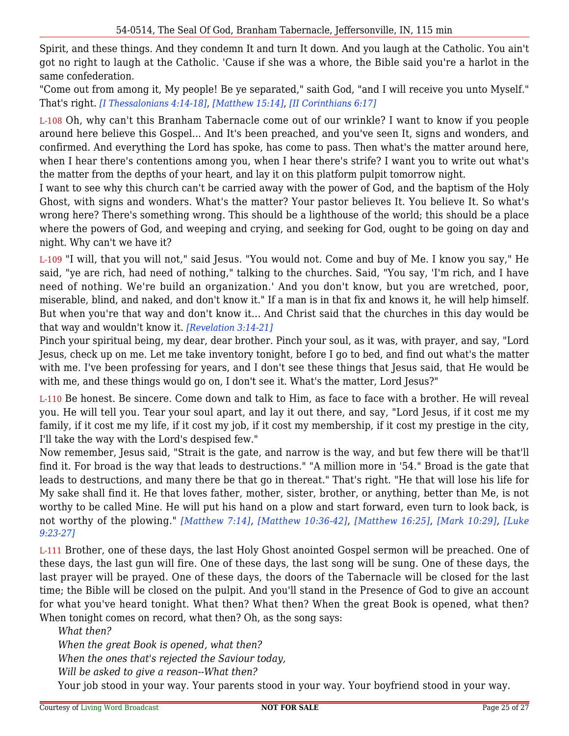Spirit, and these things. And they condemn It and turn It down. And you laugh at the Catholic. You ain't got no right to laugh at the Catholic. 'Cause if she was a whore, the Bible said you're a harlot in the same confederation.

"Come out from among it, My people! Be ye separated," saith God, "and I will receive you unto Myself." That's right. *[I Thessalonians 4:14-18]*, *[Matthew 15:14]*, *[II Corinthians 6:17]*

L-108 Oh, why can't this Branham Tabernacle come out of our wrinkle? I want to know if you people around here believe this Gospel... And It's been preached, and you've seen It, signs and wonders, and confirmed. And everything the Lord has spoke, has come to pass. Then what's the matter around here, when I hear there's contentions among you, when I hear there's strife? I want you to write out what's the matter from the depths of your heart, and lay it on this platform pulpit tomorrow night.

I want to see why this church can't be carried away with the power of God, and the baptism of the Holy Ghost, with signs and wonders. What's the matter? Your pastor believes It. You believe It. So what's wrong here? There's something wrong. This should be a lighthouse of the world; this should be a place where the powers of God, and weeping and crying, and seeking for God, ought to be going on day and night. Why can't we have it?

L-109 "I will, that you will not," said Jesus. "You would not. Come and buy of Me. I know you say," He said, "ye are rich, had need of nothing," talking to the churches. Said, "You say, 'I'm rich, and I have need of nothing. We're build an organization.' And you don't know, but you are wretched, poor, miserable, blind, and naked, and don't know it." If a man is in that fix and knows it, he will help himself. But when you're that way and don't know it... And Christ said that the churches in this day would be that way and wouldn't know it. *[Revelation 3:14-21]*

Pinch your spiritual being, my dear, dear brother. Pinch your soul, as it was, with prayer, and say, "Lord Jesus, check up on me. Let me take inventory tonight, before I go to bed, and find out what's the matter with me. I've been professing for years, and I don't see these things that Jesus said, that He would be with me, and these things would go on, I don't see it. What's the matter, Lord Jesus?"

L-110 Be honest. Be sincere. Come down and talk to Him, as face to face with a brother. He will reveal you. He will tell you. Tear your soul apart, and lay it out there, and say, "Lord Jesus, if it cost me my family, if it cost me my life, if it cost my job, if it cost my membership, if it cost my prestige in the city, I'll take the way with the Lord's despised few."

Now remember, Jesus said, "Strait is the gate, and narrow is the way, and but few there will be that'll find it. For broad is the way that leads to destructions." "A million more in '54." Broad is the gate that leads to destructions, and many there be that go in thereat." That's right. "He that will lose his life for My sake shall find it. He that loves father, mother, sister, brother, or anything, better than Me, is not worthy to be called Mine. He will put his hand on a plow and start forward, even turn to look back, is not worthy of the plowing." *[Matthew 7:14]*, *[Matthew 10:36-42]*, *[Matthew 16:25]*, *[Mark 10:29]*, *[Luke 9:23-27]*

L-111 Brother, one of these days, the last Holy Ghost anointed Gospel sermon will be preached. One of these days, the last gun will fire. One of these days, the last song will be sung. One of these days, the last prayer will be prayed. One of these days, the doors of the Tabernacle will be closed for the last time; the Bible will be closed on the pulpit. And you'll stand in the Presence of God to give an account for what you've heard tonight. What then? What then? When the great Book is opened, what then? When tonight comes on record, what then? Oh, as the song says:

*What then?*
*When the great Book is opened, what then?*
*When the ones that's rejected the Saviour today,*
*Will be asked to give a reason--What then?*

Your job stood in your way. Your parents stood in your way. Your boyfriend stood in your way.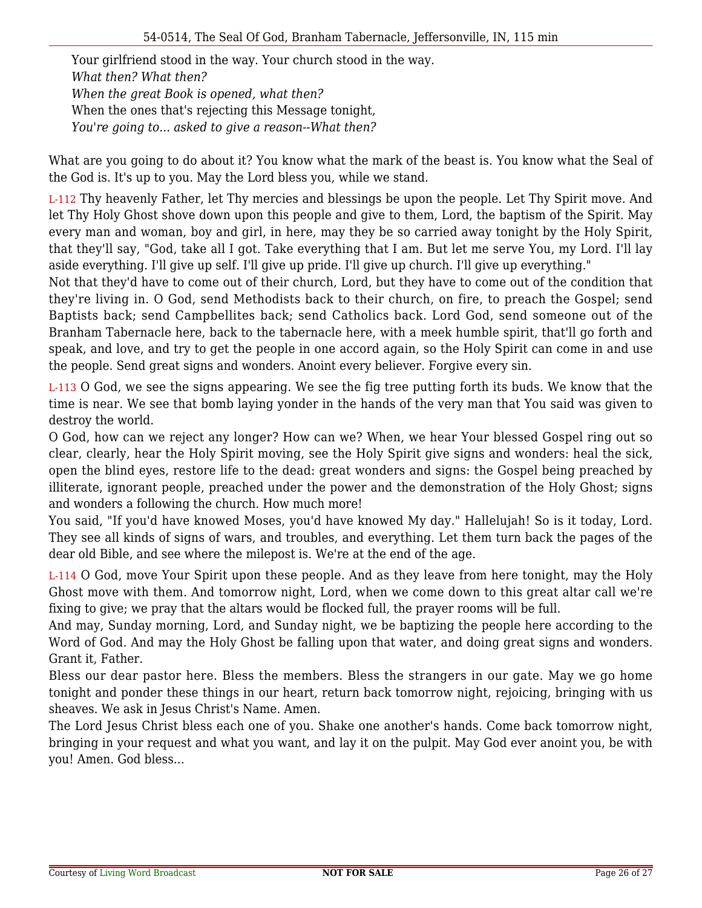Your girlfriend stood in the way. Your church stood in the way.  
*What then? What then?*  
*When the great Book is opened, what then?*  
When the ones that's rejecting this Message tonight,  
*You're going to... asked to give a reason--What then?*

What are you going to do about it? You know what the mark of the beast is. You know what the Seal of the God is. It's up to you. May the Lord bless you, while we stand.

L-112 Thy heavenly Father, let Thy mercies and blessings be upon the people. Let Thy Spirit move. And let Thy Holy Ghost shove down upon this people and give to them, Lord, the baptism of the Spirit. May every man and woman, boy and girl, in here, may they be so carried away tonight by the Holy Spirit, that they'll say, "God, take all I got. Take everything that I am. But let me serve You, my Lord. I'll lay aside everything. I'll give up self. I'll give up pride. I'll give up church. I'll give up everything."  
Not that they'd have to come out of their church, Lord, but they have to come out of the condition that they're living in. O God, send Methodists back to their church, on fire, to preach the Gospel; send Baptists back; send Campbellites back; send Catholics back. Lord God, send someone out of the Branham Tabernacle here, back to the tabernacle here, with a meek humble spirit, that'll go forth and speak, and love, and try to get the people in one accord again, so the Holy Spirit can come in and use the people. Send great signs and wonders. Anoint every believer. Forgive every sin.

L-113 O God, we see the signs appearing. We see the fig tree putting forth its buds. We know that the time is near. We see that bomb laying yonder in the hands of the very man that You said was given to destroy the world.  
O God, how can we reject any longer? How can we? When, we hear Your blessed Gospel ring out so clear, clearly, hear the Holy Spirit moving, see the Holy Spirit give signs and wonders: heal the sick, open the blind eyes, restore life to the dead: great wonders and signs: the Gospel being preached by illiterate, ignorant people, preached under the power and the demonstration of the Holy Ghost; signs and wonders a following the church. How much more!  
You said, "If you'd have knowed Moses, you'd have knowed My day." Hallelujah! So is it today, Lord. They see all kinds of signs of wars, and troubles, and everything. Let them turn back the pages of the dear old Bible, and see where the milepost is. We're at the end of the age.

L-114 O God, move Your Spirit upon these people. And as they leave from here tonight, may the Holy Ghost move with them. And tomorrow night, Lord, when we come down to this great altar call we're fixing to give; we pray that the altars would be flocked full, the prayer rooms will be full.  
And may, Sunday morning, Lord, and Sunday night, we be baptizing the people here according to the Word of God. And may the Holy Ghost be falling upon that water, and doing great signs and wonders. Grant it, Father.  
Bless our dear pastor here. Bless the members. Bless the strangers in our gate. May we go home tonight and ponder these things in our heart, return back tomorrow night, rejoicing, bringing with us sheaves. We ask in Jesus Christ's Name. Amen.  
The Lord Jesus Christ bless each one of you. Shake one another's hands. Come back tomorrow night, bringing in your request and what you want, and lay it on the pulpit. May God ever anoint you, be with you! Amen. God bless...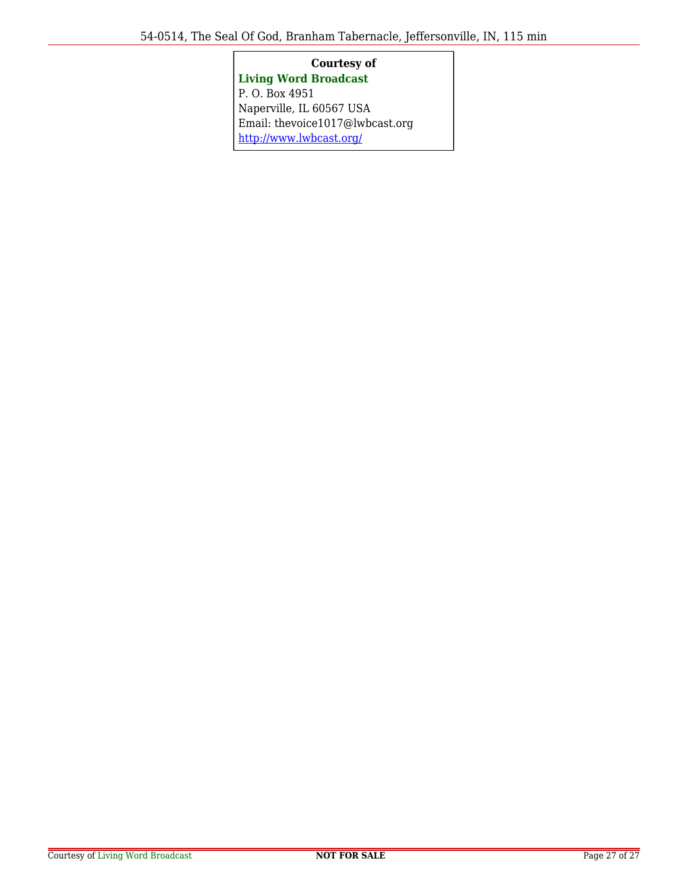**Courtesy of**

**Living Word Broadcast**

P. O. Box 4951

Naperville, IL 60567 USA

Email: thevoice1017@lwbcast.org

http://www.lwbcast.org/